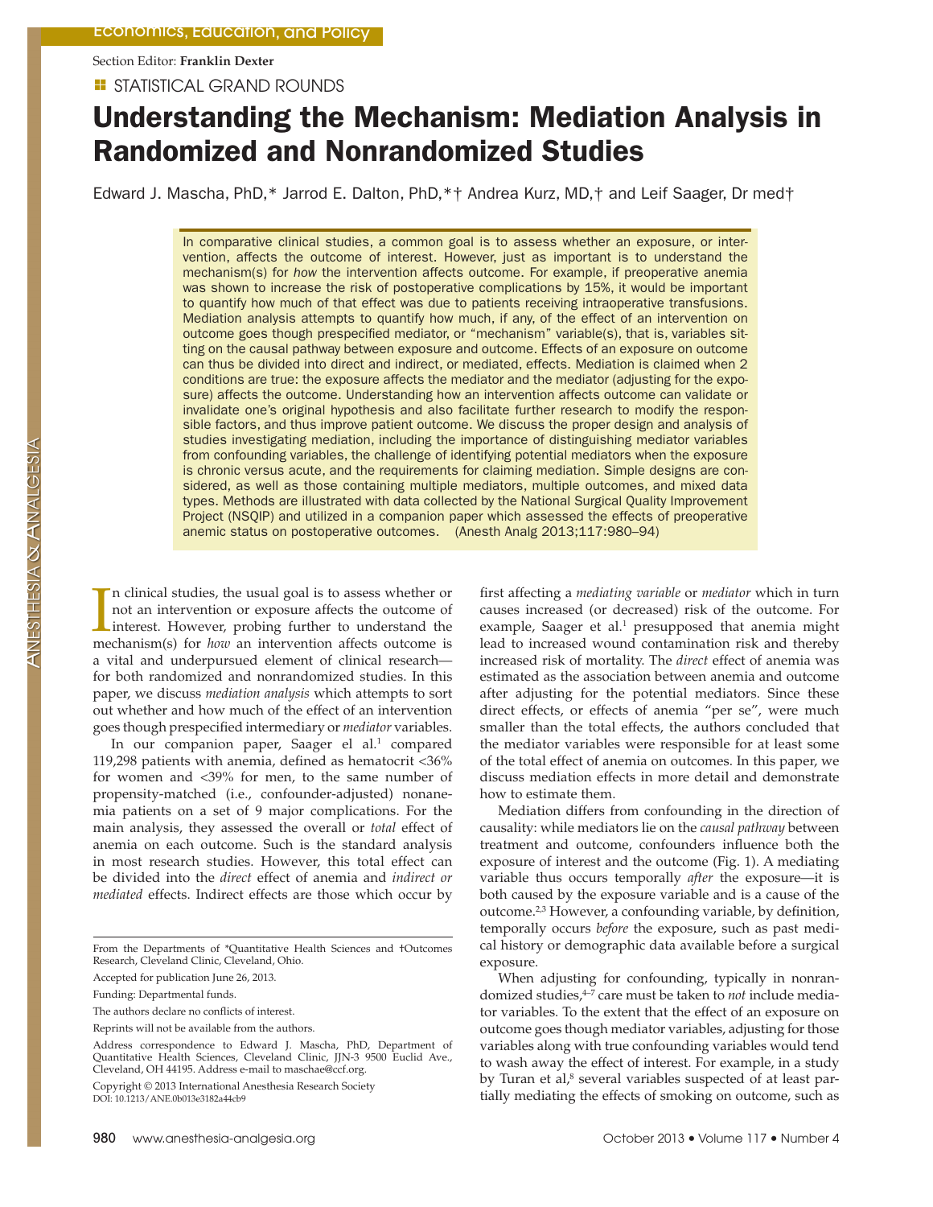Section Editor: **Franklin Dexter**

STATISTICAL GRAND ROUNDS

# Understanding the Mechanism: Mediation Analysis in Randomized and Nonrandomized Studies

Edward J. Mascha, PhD,* Jarrod E. Dalton, PhD,*† Andrea Kurz, MD,† and Leif Saager, Dr med†

In comparative clinical studies, a common goal is to assess whether an exposure, or intervention, affects the outcome of interest. However, just as important is to understand the mechanism(s) for *how* the intervention affects outcome. For example, if preoperative anemia was shown to increase the risk of postoperative complications by 15%, it would be important to quantify how much of that effect was due to patients receiving intraoperative transfusions. Mediation analysis attempts to quantify how much, if any, of the effect of an intervention on outcome goes though prespecified mediator, or "mechanism" variable(s), that is, variables sitting on the causal pathway between exposure and outcome. Effects of an exposure on outcome can thus be divided into direct and indirect, or mediated, effects. Mediation is claimed when 2 conditions are true: the exposure affects the mediator and the mediator (adjusting for the exposure) affects the outcome. Understanding how an intervention affects outcome can validate or invalidate one's original hypothesis and also facilitate further research to modify the responsible factors, and thus improve patient outcome. We discuss the proper design and analysis of studies investigating mediation, including the importance of distinguishing mediator variables from confounding variables, the challenge of identifying potential mediators when the exposure is chronic versus acute, and the requirements for claiming mediation. Simple designs are considered, as well as those containing multiple mediators, multiple outcomes, and mixed data types. Methods are illustrated with data collected by the National Surgical Quality Improvement Project (NSQIP) and utilized in a companion paper which assessed the effects of preoperative anemic status on postoperative outcomes. (Anesth Analg 2013;117:980–94)

In clinical studies, the usual goal is to assess whether or not an intervention or exposure affects the outcome of interest. However, probing further to understand the mechanism(s) for *how* an intervention affects outcome is a vital and underpursued element of clinical research—for both randomized and nonrandomized studies. In this paper, we discuss *mediation analysis* which attempts to sort out whether and how much of the effect of an intervention goes though prespecified intermediary or *mediator* variables.

In our companion paper, Saager el al.[1] compared 119,298 patients with anemia, defined as hematocrit <36% for women and <39% for men, to the same number of propensity-matched (i.e., confounder-adjusted) nonanemia patients on a set of 9 major complications. For the main analysis, they assessed the overall or *total* effect of anemia on each outcome. Such is the standard analysis in most research studies. However, this total effect can be divided into the *direct* effect of anemia and *indirect or mediated* effects. Indirect effects are those which occur by first affecting a *mediating variable* or *mediator* which in turn causes increased (or decreased) risk of the outcome. For example, Saager et al.[1] presupposed that anemia might lead to increased wound contamination risk and thereby increased risk of mortality. The *direct* effect of anemia was estimated as the association between anemia and outcome after adjusting for the potential mediators. Since these direct effects, or effects of anemia "per se", were much smaller than the total effects, the authors concluded that the mediator variables were responsible for at least some of the total effect of anemia on outcomes. In this paper, we discuss mediation effects in more detail and demonstrate how to estimate them.

Mediation differs from confounding in the direction of causality: while mediators lie on the *causal pathway* between treatment and outcome, confounders influence both the exposure of interest and the outcome (Fig. 1). A mediating variable thus occurs temporally *after* the exposure—it is both caused by the exposure variable and is a cause of the outcome.[2,3] However, a confounding variable, by definition, temporally occurs *before* the exposure, such as past medical history or demographic data available before a surgical exposure.

When adjusting for confounding, typically in nonrandomized studies,[4–7] care must be taken to *not* include mediator variables. To the extent that the effect of an exposure on outcome goes though mediator variables, adjusting for those variables along with true confounding variables would tend to wash away the effect of interest. For example, in a study by Turan et al,[8] several variables suspected of at least partially mediating the effects of smoking on outcome, such as

From the Departments of *Quantitative Health Sciences and †Outcomes Research, Cleveland Clinic, Cleveland, Ohio.

Accepted for publication June 26, 2013.

Funding: Departmental funds.

The authors declare no conflicts of interest.

Reprints will not be available from the authors.

Address correspondence to Edward J. Mascha, PhD, Department of Quantitative Health Sciences, Cleveland Clinic, JJN-3 9500 Euclid Ave., Cleveland, OH 44195. Address e-mail to maschae@ccf.org.

Copyright © 2013 International Anesthesia Research Society
DOI: 10.1213/ANE.0b013e3182a44cb9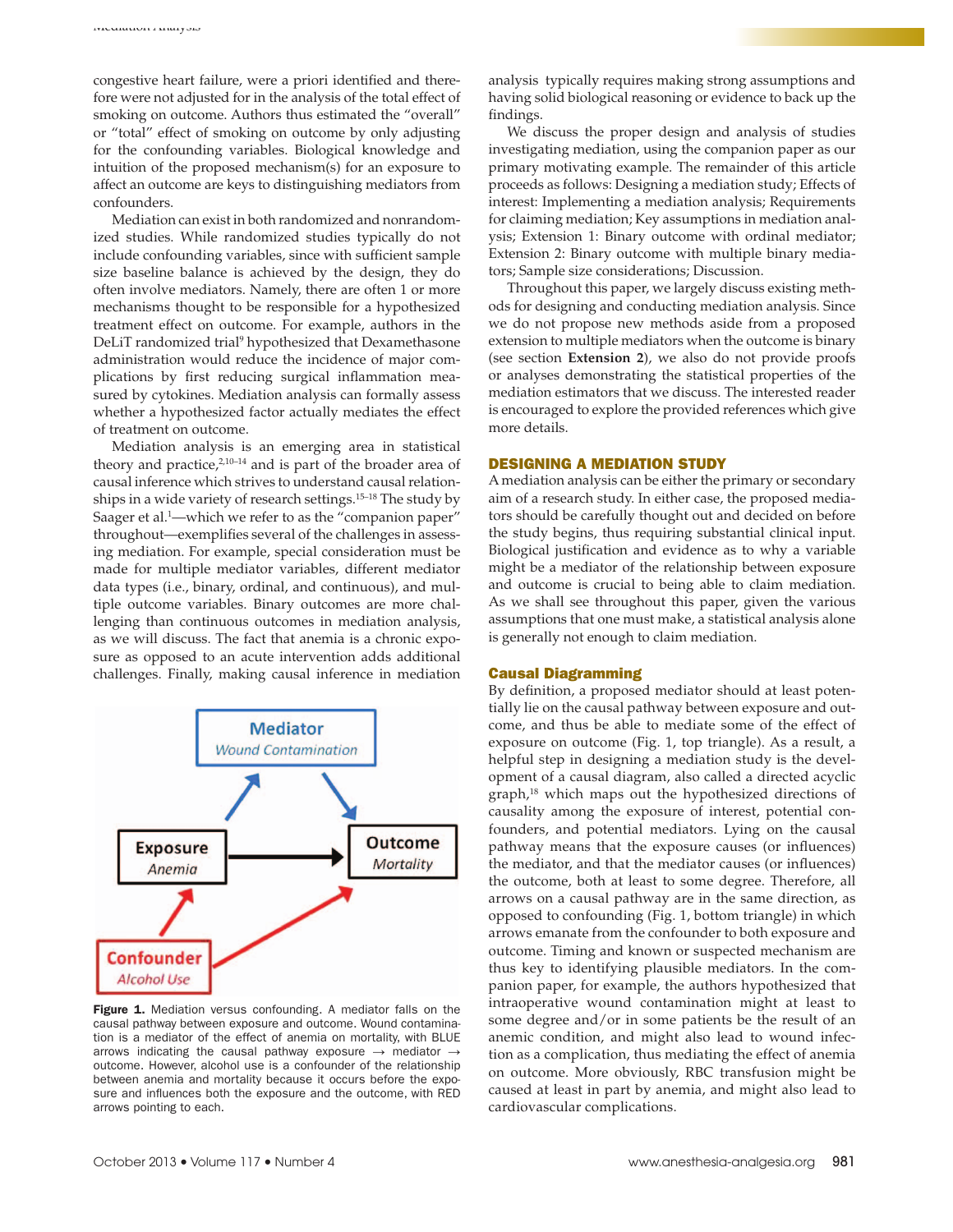congestive heart failure, were a priori identified and therefore were not adjusted for in the analysis of the total effect of smoking on outcome. Authors thus estimated the "overall" or "total" effect of smoking on outcome by only adjusting for the confounding variables. Biological knowledge and intuition of the proposed mechanism(s) for an exposure to affect an outcome are keys to distinguishing mediators from confounders.

Mediation can exist in both randomized and nonrandomized studies. While randomized studies typically do not include confounding variables, since with sufficient sample size baseline balance is achieved by the design, they do often involve mediators. Namely, there are often 1 or more mechanisms thought to be responsible for a hypothesized treatment effect on outcome. For example, authors in the DeLiT randomized trial[9] hypothesized that Dexamethasone administration would reduce the incidence of major complications by first reducing surgical inflammation measured by cytokines. Mediation analysis can formally assess whether a hypothesized factor actually mediates the effect of treatment on outcome.

Mediation analysis is an emerging area in statistical theory and practice,[2,10–14] and is part of the broader area of causal inference which strives to understand causal relationships in a wide variety of research settings.[15–18] The study by Saager et al.[1]—which we refer to as the "companion paper" throughout—exemplifies several of the challenges in assessing mediation. For example, special consideration must be made for multiple mediator variables, different mediator data types (i.e., binary, ordinal, and continuous), and multiple outcome variables. Binary outcomes are more challenging than continuous outcomes in mediation analysis, as we will discuss. The fact that anemia is a chronic exposure as opposed to an acute intervention adds additional challenges. Finally, making causal inference in mediation analysis typically requires making strong assumptions and having solid biological reasoning or evidence to back up the findings.

**Figure 1.** Mediation versus confounding. A mediator falls on the causal pathway between exposure and outcome. Wound contamination is a mediator of the effect of anemia on mortality, with BLUE arrows indicating the causal pathway exposure → mediator → outcome. However, alcohol use is a confounder of the relationship between anemia and mortality because it occurs before the exposure and influences both the exposure and the outcome, with RED arrows pointing to each.

We discuss the proper design and analysis of studies investigating mediation, using the companion paper as our primary motivating example. The remainder of this article proceeds as follows: Designing a mediation study; Effects of interest: Implementing a mediation analysis; Requirements for claiming mediation; Key assumptions in mediation analysis; Extension 1: Binary outcome with ordinal mediator; Extension 2: Binary outcome with multiple binary mediators; Sample size considerations; Discussion.

Throughout this paper, we largely discuss existing methods for designing and conducting mediation analysis. Since we do not propose new methods aside from a proposed extension to multiple mediators when the outcome is binary (see section **Extension 2**), we also do not provide proofs or analyses demonstrating the statistical properties of the mediation estimators that we discuss. The interested reader is encouraged to explore the provided references which give more details.

## DESIGNING A MEDIATION STUDY

A mediation analysis can be either the primary or secondary aim of a research study. In either case, the proposed mediators should be carefully thought out and decided on before the study begins, thus requiring substantial clinical input. Biological justification and evidence as to why a variable might be a mediator of the relationship between exposure and outcome is crucial to being able to claim mediation. As we shall see throughout this paper, given the various assumptions that one must make, a statistical analysis alone is generally not enough to claim mediation.

### Causal Diagramming

By definition, a proposed mediator should at least potentially lie on the causal pathway between exposure and outcome, and thus be able to mediate some of the effect of exposure on outcome (Fig. 1, top triangle). As a result, a helpful step in designing a mediation study is the development of a causal diagram, also called a directed acyclic graph,[18] which maps out the hypothesized directions of causality among the exposure of interest, potential confounders, and potential mediators. Lying on the causal pathway means that the exposure causes (or influences) the mediator, and that the mediator causes (or influences) the outcome, both at least to some degree. Therefore, all arrows on a causal pathway are in the same direction, as opposed to confounding (Fig. 1, bottom triangle) in which arrows emanate from the confounder to both exposure and outcome. Timing and known or suspected mechanism are thus key to identifying plausible mediators. In the companion paper, for example, the authors hypothesized that intraoperative wound contamination might at least to some degree and/or in some patients be the result of an anemic condition, and might also lead to wound infection as a complication, thus mediating the effect of anemia on outcome. More obviously, RBC transfusion might be caused at least in part by anemia, and might also lead to cardiovascular complications.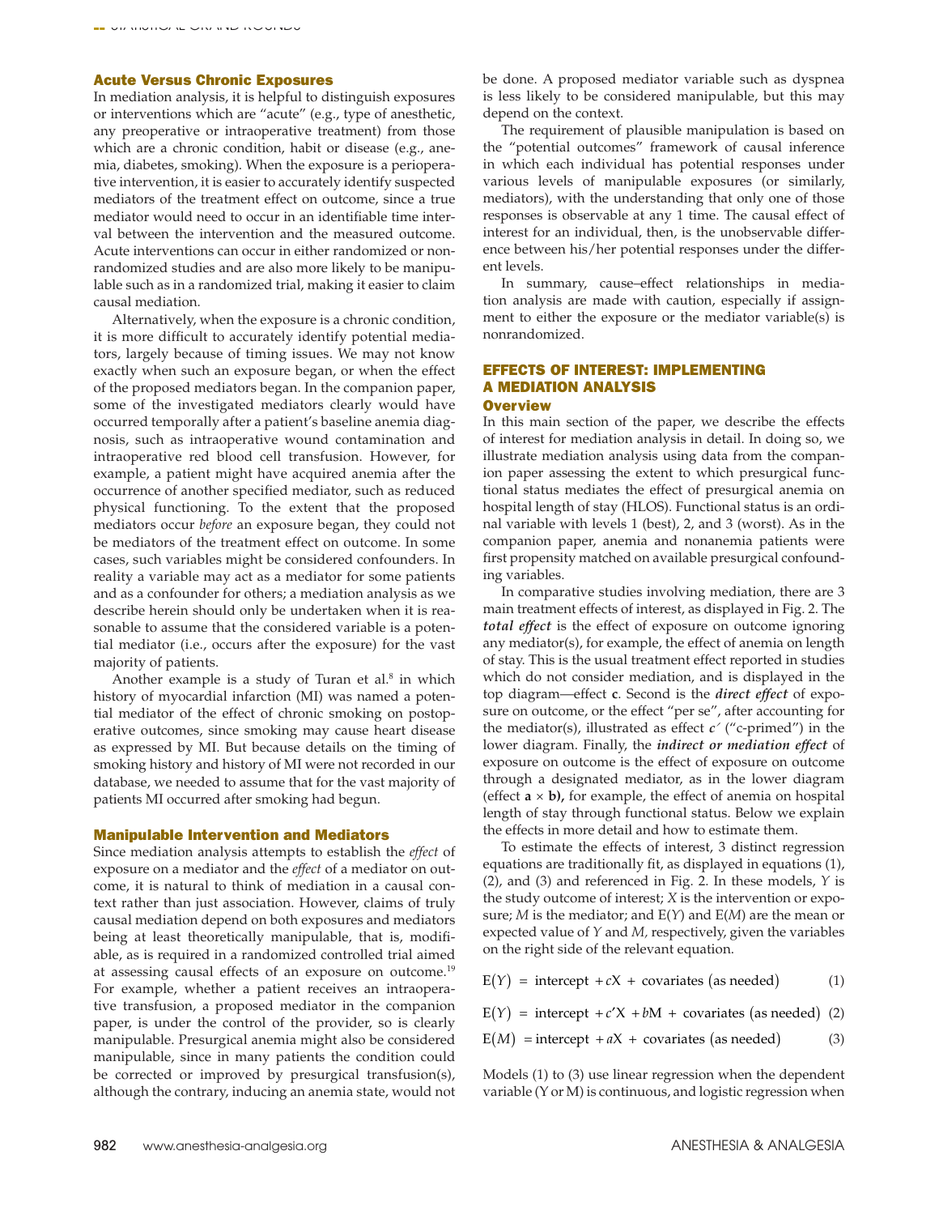### Acute Versus Chronic Exposures

In mediation analysis, it is helpful to distinguish exposures or interventions which are "acute" (e.g., type of anesthetic, any preoperative or intraoperative treatment) from those which are a chronic condition, habit or disease (e.g., anemia, diabetes, smoking). When the exposure is a perioperative intervention, it is easier to accurately identify suspected mediators of the treatment effect on outcome, since a true mediator would need to occur in an identifiable time interval between the intervention and the measured outcome. Acute interventions can occur in either randomized or nonrandomized studies and are also more likely to be manipulable such as in a randomized trial, making it easier to claim causal mediation.

Alternatively, when the exposure is a chronic condition, it is more difficult to accurately identify potential mediators, largely because of timing issues. We may not know exactly when such an exposure began, or when the effect of the proposed mediators began. In the companion paper, some of the investigated mediators clearly would have occurred temporally after a patient's baseline anemia diagnosis, such as intraoperative wound contamination and intraoperative red blood cell transfusion. However, for example, a patient might have acquired anemia after the occurrence of another specified mediator, such as reduced physical functioning. To the extent that the proposed mediators occur *before* an exposure began, they could not be mediators of the treatment effect on outcome. In some cases, such variables might be considered confounders. In reality a variable may act as a mediator for some patients and as a confounder for others; a mediation analysis as we describe herein should only be undertaken when it is reasonable to assume that the considered variable is a potential mediator (i.e., occurs after the exposure) for the vast majority of patients.

Another example is a study of Turan et al.[8] in which history of myocardial infarction (MI) was named a potential mediator of the effect of chronic smoking on postoperative outcomes, since smoking may cause heart disease as expressed by MI. But because details on the timing of smoking history and history of MI were not recorded in our database, we needed to assume that for the vast majority of patients MI occurred after smoking had begun.

### Manipulable Intervention and Mediators

Since mediation analysis attempts to establish the *effect* of exposure on a mediator and the *effect* of a mediator on outcome, it is natural to think of mediation in a causal context rather than just association. However, claims of truly causal mediation depend on both exposures and mediators being at least theoretically manipulable, that is, modifiable, as is required in a randomized controlled trial aimed at assessing causal effects of an exposure on outcome.[19] For example, whether a patient receives an intraoperative transfusion, a proposed mediator in the companion paper, is under the control of the provider, so is clearly manipulable. Presurgical anemia might also be considered manipulable, since in many patients the condition could be corrected or improved by presurgical transfusion(s), although the contrary, inducing an anemia state, would not be done. A proposed mediator variable such as dyspnea is less likely to be considered manipulable, but this may depend on the context.

The requirement of plausible manipulation is based on the "potential outcomes" framework of causal inference in which each individual has potential responses under various levels of manipulable exposures (or similarly, mediators), with the understanding that only one of those responses is observable at any 1 time. The causal effect of interest for an individual, then, is the unobservable difference between his/her potential responses under the different levels.

In summary, cause–effect relationships in mediation analysis are made with caution, especially if assignment to either the exposure or the mediator variable(s) is nonrandomized.

## EFFECTS OF INTEREST: IMPLEMENTING A MEDIATION ANALYSIS

### Overview

In this main section of the paper, we describe the effects of interest for mediation analysis in detail. In doing so, we illustrate mediation analysis using data from the companion paper assessing the extent to which presurgical functional status mediates the effect of presurgical anemia on hospital length of stay (HLOS). Functional status is an ordinal variable with levels 1 (best), 2, and 3 (worst). As in the companion paper, anemia and nonanemia patients were first propensity matched on available presurgical confounding variables.

In comparative studies involving mediation, there are 3 main treatment effects of interest, as displayed in Fig. 2. The ***total effect*** is the effect of exposure on outcome ignoring any mediator(s), for example, the effect of anemia on length of stay. This is the usual treatment effect reported in studies which do not consider mediation, and is displayed in the top diagram—effect **c**. Second is the ***direct effect*** of exposure on outcome, or the effect "per se", after accounting for the mediator(s), illustrated as effect $c'$ ("c-primed") in the lower diagram. Finally, the ***indirect or mediation effect*** of exposure on outcome is the effect of exposure on outcome through a designated mediator, as in the lower diagram (effect $\mathbf{a} \times \mathbf{b}$), for example, the effect of anemia on hospital length of stay through functional status. Below we explain the effects in more detail and how to estimate them.

To estimate the effects of interest, 3 distinct regression equations are traditionally fit, as displayed in equations (1), (2), and (3) and referenced in Fig. 2. In these models, $Y$ is the study outcome of interest; $X$ is the intervention or exposure; $M$ is the mediator; and $E(Y)$ and $E(M)$ are the mean or expected value of $Y$ and $M$, respectively, given the variables on the right side of the relevant equation.

$$E(Y) = \text{intercept} + cX + \text{covariates (as needed)} \quad (1)$$

$$E(Y) = \text{intercept} + c'X + bM + \text{covariates (as needed)} \quad (2)$$

$$E(M) = \text{intercept} + aX + \text{covariates (as needed)} \quad (3)$$

Models (1) to (3) use linear regression when the dependent variable (Y or M) is continuous, and logistic regression when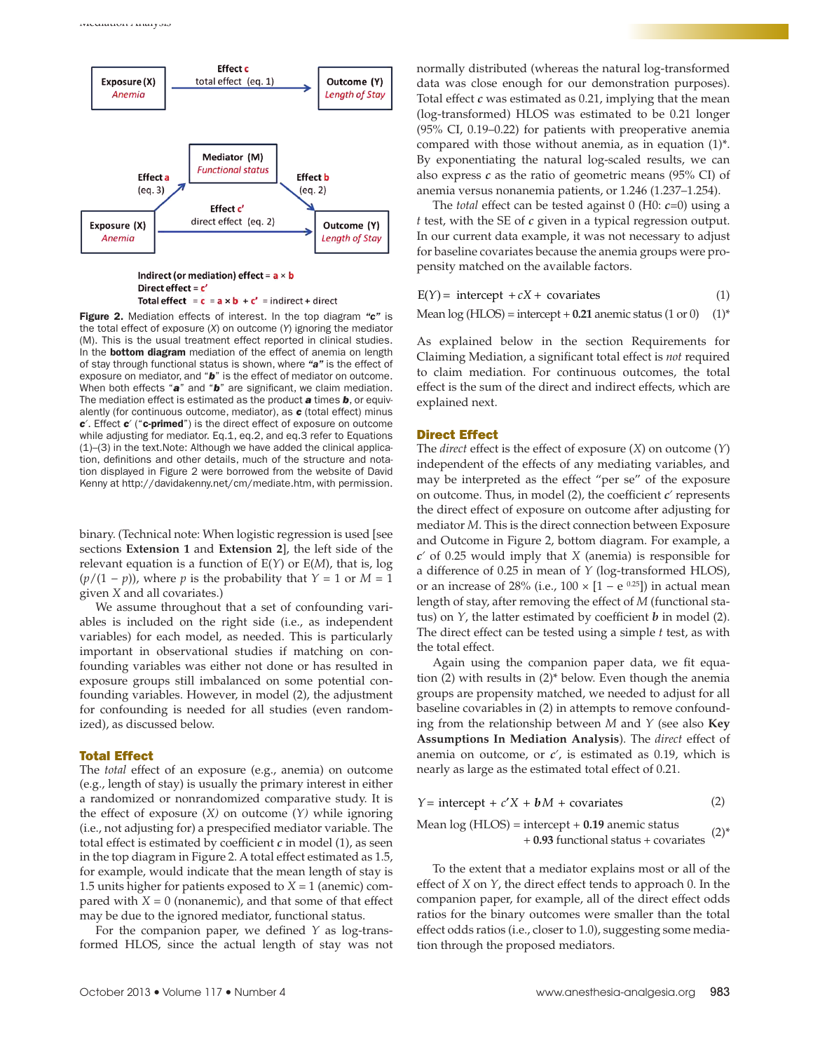Effect **c** total effect (eq. 1)

Exposure (X) *Anemia* → Outcome (Y) *Length of Stay*

Mediator (M) *Functional status*

Effect **a** (eq. 3)

Effect **b** (eq. 2)

Effect **c′** direct effect (eq. 2)

Exposure (X) *Anemia* → Outcome (Y) *Length of Stay*

**Indirect (or mediation) effect = a × b**
**Direct effect = c′**
**Total effect = c = a × b + c′ = indirect + direct**

**Figure 2.** Mediation effects of interest. In the top diagram **"*c*"** is the total effect of exposure (*X*) on outcome (*Y*) ignoring the mediator (M). This is the usual treatment effect reported in clinical studies. In the **bottom diagram** mediation of the effect of anemia on length of stay through functional status is shown, where **"*a*"** is the effect of exposure on mediator, and "***b***" is the effect of mediator on outcome. When both effects "***a***" and "***b***" are significant, we claim mediation. The mediation effect is estimated as the product ***a*** times ***b***, or equivalently (for continuous outcome, mediator), as ***c*** (total effect) minus ***c′***. Effect ***c′*** ("**c-primed**") is the direct effect of exposure on outcome while adjusting for mediator. Eq.1, eq.2, and eq.3 refer to Equations (1)–(3) in the text.Note: Although we have added the clinical application, definitions and other details, much of the structure and notation displayed in Figure 2 were borrowed from the website of David Kenny at http://davidakenny.net/cm/mediate.htm, with permission.

binary. (Technical note: When logistic regression is used [see sections **Extension 1** and **Extension 2**], the left side of the relevant equation is a function of E($Y$) or E($M$), that is, log ($p/(1 - p)$), where $p$ is the probability that $Y = 1$ or $M = 1$ given $X$ and all covariates.)

We assume throughout that a set of confounding variables is included on the right side (i.e., as independent variables) for each model, as needed. This is particularly important in observational studies if matching on confounding variables was either not done or has resulted in exposure groups still imbalanced on some potential confounding variables. However, in model (2), the adjustment for confounding is needed for all studies (even randomized), as discussed below.

## Total Effect

The *total* effect of an exposure (e.g., anemia) on outcome (e.g., length of stay) is usually the primary interest in either a randomized or nonrandomized comparative study. It is the effect of exposure ($X$) on outcome ($Y$) while ignoring (i.e., not adjusting for) a prespecified mediator variable. The total effect is estimated by coefficient $c$ in model (1), as seen in the top diagram in Figure 2. A total effect estimated as 1.5, for example, would indicate that the mean length of stay is 1.5 units higher for patients exposed to $X = 1$ (anemic) compared with $X = 0$ (nonanemic), and that some of that effect may be due to the ignored mediator, functional status.

For the companion paper, we defined $Y$ as log-transformed HLOS, since the actual length of stay was not normally distributed (whereas the natural log-transformed data was close enough for our demonstration purposes). Total effect $c$ was estimated as 0.21, implying that the mean (log-transformed) HLOS was estimated to be 0.21 longer (95% CI, 0.19–0.22) for patients with preoperative anemia compared with those without anemia, as in equation (1)*. By exponentiating the natural log-scaled results, we can also express $c$ as the ratio of geometric means (95% CI) of anemia versus nonanemia patients, or 1.246 (1.237–1.254).

The *total* effect can be tested against 0 (H0: $c$=0) using a $t$ test, with the SE of $c$ given in a typical regression output. In our current data example, it was not necessary to adjust for baseline covariates because the anemia groups were propensity matched on the available factors.

$$\text{E}(Y) = \text{ intercept } + cX + \text{ covariates} \tag{1}$$

$$\text{Mean log (HLOS)} = \text{intercept} + \mathbf{0.21} \text{ anemic status (1 or 0)} \tag{1*}$$

As explained below in the section Requirements for Claiming Mediation, a significant total effect is *not* required to claim mediation. For continuous outcomes, the total effect is the sum of the direct and indirect effects, which are explained next.

## Direct Effect

The *direct* effect is the effect of exposure ($X$) on outcome ($Y$) independent of the effects of any mediating variables, and may be interpreted as the effect "per se" of the exposure on outcome. Thus, in model (2), the coefficient $c'$ represents the direct effect of exposure on outcome after adjusting for mediator $M$. This is the direct connection between Exposure and Outcome in Figure 2, bottom diagram. For example, a $c'$ of 0.25 would imply that $X$ (anemia) is responsible for a difference of 0.25 in mean of $Y$ (log-transformed HLOS), or an increase of 28% (i.e., $100 \times [1 - e^{0.25}]$) in actual mean length of stay, after removing the effect of $M$ (functional status) on $Y$, the latter estimated by coefficient $b$ in model (2). The direct effect can be tested using a simple $t$ test, as with the total effect.

Again using the companion paper data, we fit equation (2) with results in (2)* below. Even though the anemia groups are propensity matched, we needed to adjust for all baseline covariables in (2) in attempts to remove confounding from the relationship between $M$ and $Y$ (see also **Key Assumptions In Mediation Analysis**). The *direct* effect of anemia on outcome, or $c'$, is estimated as 0.19, which is nearly as large as the estimated total effect of 0.21.

$$Y = \text{ intercept } + c'X + bM + \text{ covariates} \tag{2}$$

$$\text{Mean log (HLOS)} = \text{intercept} + \mathbf{0.19} \text{ anemic status} + \mathbf{0.93} \text{ functional status} + \text{covariates} \tag{2*}$$

To the extent that a mediator explains most or all of the effect of $X$ on $Y$, the direct effect tends to approach 0. In the companion paper, for example, all of the direct effect odds ratios for the binary outcomes were smaller than the total effect odds ratios (i.e., closer to 1.0), suggesting some mediation through the proposed mediators.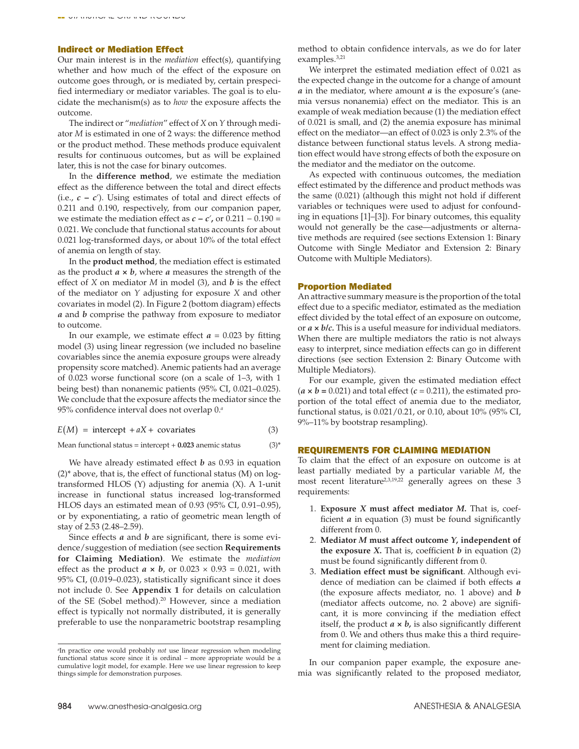### Indirect or Mediation Effect

Our main interest is in the *mediation* effect(s), quantifying whether and how much of the effect of the exposure on outcome goes through, or is mediated by, certain prespecified intermediary or mediator variables. The goal is to elucidate the mechanism(s) as to *how* the exposure affects the outcome.

The indirect or "*mediation*" effect of *X* on *Y* through mediator *M* is estimated in one of 2 ways: the difference method or the product method. These methods produce equivalent results for continuous outcomes, but as will be explained later, this is not the case for binary outcomes.

In the **difference method**, we estimate the mediation effect as the difference between the total and direct effects (i.e., $c - c'$). Using estimates of total and direct effects of 0.211 and 0.190, respectively, from our companion paper, we estimate the mediation effect as $c - c'$, or 0.211 − 0.190 = 0.021. We conclude that functional status accounts for about 0.021 log-transformed days, or about 10% of the total effect of anemia on length of stay.

In the **product method**, the mediation effect is estimated as the product $a \times b$, where $a$ measures the strength of the effect of *X* on mediator *M* in model (3), and $b$ is the effect of the mediator on *Y* adjusting for exposure *X* and other covariates in model (2). In Figure 2 (bottom diagram) effects $a$ and $b$ comprise the pathway from exposure to mediator to outcome.

In our example, we estimate effect $a = 0.023$ by fitting model (3) using linear regression (we included no baseline covariables since the anemia exposure groups were already propensity score matched). Anemic patients had an average of 0.023 worse functional score (on a scale of 1–3, with 1 being best) than nonanemic patients (95% CI, 0.021–0.025). We conclude that the exposure affects the mediator since the 95% confidence interval does not overlap 0.[a]

$$E(M) = \text{intercept} + aX + \text{covariates} \tag{3}$$

$$\text{Mean functional status} = \text{intercept} + \mathbf{0.023}\ \text{anemic status} \tag{3*}$$

We have already estimated effect $b$ as 0.93 in equation (2)* above, that is, the effect of functional status (M) on log-transformed HLOS (Y) adjusting for anemia (X). A 1-unit increase in functional status increased log-transformed HLOS days an estimated mean of 0.93 (95% CI, 0.91–0.95), or by exponentiating, a ratio of geometric mean length of stay of 2.53 (2.48–2.59).

Since effects $a$ and $b$ are significant, there is some evidence/suggestion of mediation (see section **Requirements for Claiming Mediation**). We estimate the *mediation* effect as the product $a \times b$, or 0.023 × 0.93 = 0.021, with 95% CI, (0.019–0.023), statistically significant since it does not include 0. See **Appendix 1** for details on calculation of the SE (Sobel method).[20] However, since a mediation effect is typically not normally distributed, it is generally preferable to use the nonparametric bootstrap resampling method to obtain confidence intervals, as we do for later examples.[3,21]

We interpret the estimated mediation effect of 0.021 as the expected change in the outcome for a change of amount $a$ in the mediator, where amount $a$ is the exposure's (anemia versus nonanemia) effect on the mediator. This is an example of weak mediation because (1) the mediation effect of 0.021 is small, and (2) the anemia exposure has minimal effect on the mediator—an effect of 0.023 is only 2.3% of the distance between functional status levels. A strong mediation effect would have strong effects of both the exposure on the mediator and the mediator on the outcome.

As expected with continuous outcomes, the mediation effect estimated by the difference and product methods was the same (0.021) (although this might not hold if different variables or techniques were used to adjust for confounding in equations [1]–[3]). For binary outcomes, this equality would not generally be the case—adjustments or alternative methods are required (see sections Extension 1: Binary Outcome with Single Mediator and Extension 2: Binary Outcome with Multiple Mediators).

### Proportion Mediated

An attractive summary measure is the proportion of the total effect due to a specific mediator, estimated as the mediation effect divided by the total effect of an exposure on outcome, or $a \times b/c$. This is a useful measure for individual mediators. When there are multiple mediators the ratio is not always easy to interpret, since mediation effects can go in different directions (see section Extension 2: Binary Outcome with Multiple Mediators).

For our example, given the estimated mediation effect ($a \times b = 0.021$) and total effect ($c = 0.211$), the estimated proportion of the total effect of anemia due to the mediator, functional status, is 0.021/0.21, or 0.10, about 10% (95% CI, 9%–11% by bootstrap resampling).

## REQUIREMENTS FOR CLAIMING MEDIATION

To claim that the effect of an exposure on outcome is at least partially mediated by a particular variable *M*, the most recent literature[2,3,19,22] generally agrees on these 3 requirements:

1. **Exposure *X* must affect mediator *M*.** That is, coefficient $a$ in equation (3) must be found significantly different from 0.
2. **Mediator *M* must affect outcome *Y*, independent of the exposure *X*.** That is, coefficient $b$ in equation (2) must be found significantly different from 0.
3. **Mediation effect must be significant**. Although evidence of mediation can be claimed if both effects $a$ (the exposure affects mediator, no. 1 above) and $b$ (mediator affects outcome, no. 2 above) are significant, it is more convincing if the mediation effect itself, the product $a \times b$, is also significantly different from 0. We and others thus make this a third requirement for claiming mediation.

In our companion paper example, the exposure anemia was significantly related to the proposed mediator,

[a] In practice one would probably *not* use linear regression when modeling functional status score since it is ordinal – more appropriate would be a cumulative logit model, for example. Here we use linear regression to keep things simple for demonstration purposes.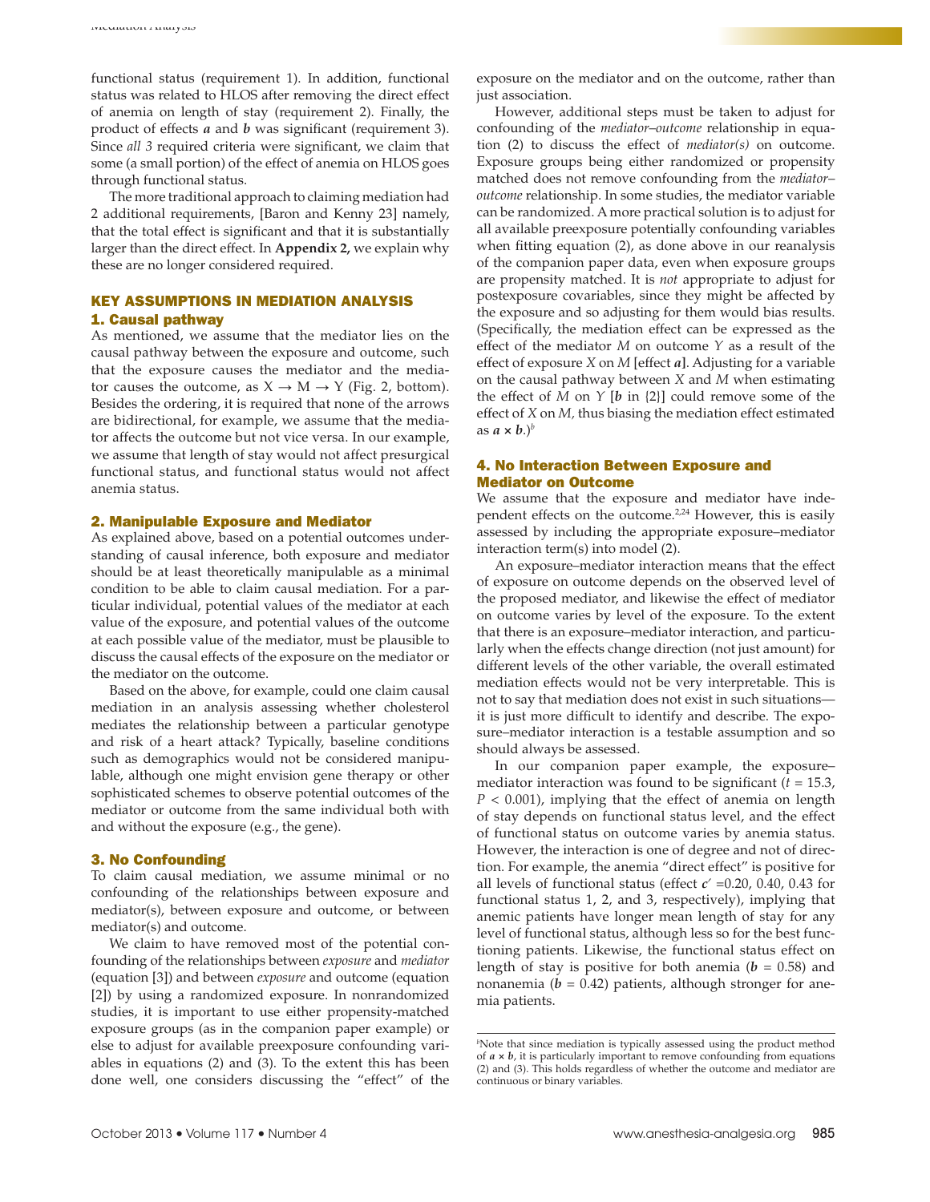functional status (requirement 1). In addition, functional status was related to HLOS after removing the direct effect of anemia on length of stay (requirement 2). Finally, the product of effects ***a*** and ***b*** was significant (requirement 3). Since *all 3* required criteria were significant, we claim that some (a small portion) of the effect of anemia on HLOS goes through functional status.

The more traditional approach to claiming mediation had 2 additional requirements, [Baron and Kenny 23] namely, that the total effect is significant and that it is substantially larger than the direct effect. In **Appendix 2,** we explain why these are no longer considered required.

## KEY ASSUMPTIONS IN MEDIATION ANALYSIS

### 1. Causal pathway

As mentioned, we assume that the mediator lies on the causal pathway between the exposure and outcome, such that the exposure causes the mediator and the mediator causes the outcome, as $X \rightarrow M \rightarrow Y$ (Fig. 2, bottom). Besides the ordering, it is required that none of the arrows are bidirectional, for example, we assume that the mediator affects the outcome but not vice versa. In our example, we assume that length of stay would not affect presurgical functional status, and functional status would not affect anemia status.

### 2. Manipulable Exposure and Mediator

As explained above, based on a potential outcomes understanding of causal inference, both exposure and mediator should be at least theoretically manipulable as a minimal condition to be able to claim causal mediation. For a particular individual, potential values of the mediator at each value of the exposure, and potential values of the outcome at each possible value of the mediator, must be plausible to discuss the causal effects of the exposure on the mediator or the mediator on the outcome.

Based on the above, for example, could one claim causal mediation in an analysis assessing whether cholesterol mediates the relationship between a particular genotype and risk of a heart attack? Typically, baseline conditions such as demographics would not be considered manipulable, although one might envision gene therapy or other sophisticated schemes to observe potential outcomes of the mediator or outcome from the same individual both with and without the exposure (e.g., the gene).

### 3. No Confounding

To claim causal mediation, we assume minimal or no confounding of the relationships between exposure and mediator(s), between exposure and outcome, or between mediator(s) and outcome.

We claim to have removed most of the potential confounding of the relationships between *exposure* and *mediator* (equation [3]) and between *exposure* and outcome (equation [2]) by using a randomized exposure. In nonrandomized studies, it is important to use either propensity-matched exposure groups (as in the companion paper example) or else to adjust for available preexposure confounding variables in equations (2) and (3). To the extent this has been done well, one considers discussing the "effect" of the exposure on the mediator and on the outcome, rather than just association.

However, additional steps must be taken to adjust for confounding of the *mediator–outcome* relationship in equation (2) to discuss the effect of *mediator(s)* on outcome. Exposure groups being either randomized or propensity matched does not remove confounding from the *mediator–outcome* relationship. In some studies, the mediator variable can be randomized. A more practical solution is to adjust for all available preexposure potentially confounding variables when fitting equation (2), as done above in our reanalysis of the companion paper data, even when exposure groups are propensity matched. It is *not* appropriate to adjust for postexposure covariables, since they might be affected by the exposure and so adjusting for them would bias results. (Specifically, the mediation effect can be expressed as the effect of the mediator $M$ on outcome $Y$ as a result of the effect of exposure $X$ on $M$ [effect ***a***]. Adjusting for a variable on the causal pathway between $X$ and $M$ when estimating the effect of $M$ on $Y$ [***b*** in {2}] could remove some of the effect of $X$ on $M$, thus biasing the mediation effect estimated as $\boldsymbol{a} \times \boldsymbol{b}$.)[b]

### 4. No Interaction Between Exposure and Mediator on Outcome

We assume that the exposure and mediator have independent effects on the outcome.[2,24] However, this is easily assessed by including the appropriate exposure–mediator interaction term(s) into model (2).

An exposure–mediator interaction means that the effect of exposure on outcome depends on the observed level of the proposed mediator, and likewise the effect of mediator on outcome varies by level of the exposure. To the extent that there is an exposure–mediator interaction, and particularly when the effects change direction (not just amount) for different levels of the other variable, the overall estimated mediation effects would not be very interpretable. This is not to say that mediation does not exist in such situations—it is just more difficult to identify and describe. The exposure–mediator interaction is a testable assumption and so should always be assessed.

In our companion paper example, the exposure–mediator interaction was found to be significant ($t = 15.3$, $P < 0.001$), implying that the effect of anemia on length of stay depends on functional status level, and the effect of functional status on outcome varies by anemia status. However, the interaction is one of degree and not of direction. For example, the anemia "direct effect" is positive for all levels of functional status (effect $c' = 0.20$, $0.40$, $0.43$ for functional status 1, 2, and 3, respectively), implying that anemic patients have longer mean length of stay for any level of functional status, although less so for the best functioning patients. Likewise, the functional status effect on length of stay is positive for both anemia ($\boldsymbol{b} = 0.58$) and nonanemia ($\boldsymbol{b} = 0.42$) patients, although stronger for anemia patients.

[b]Note that since mediation is typically assessed using the product method of $\boldsymbol{a} \times \boldsymbol{b}$, it is particularly important to remove confounding from equations (2) and (3). This holds regardless of whether the outcome and mediator are continuous or binary variables.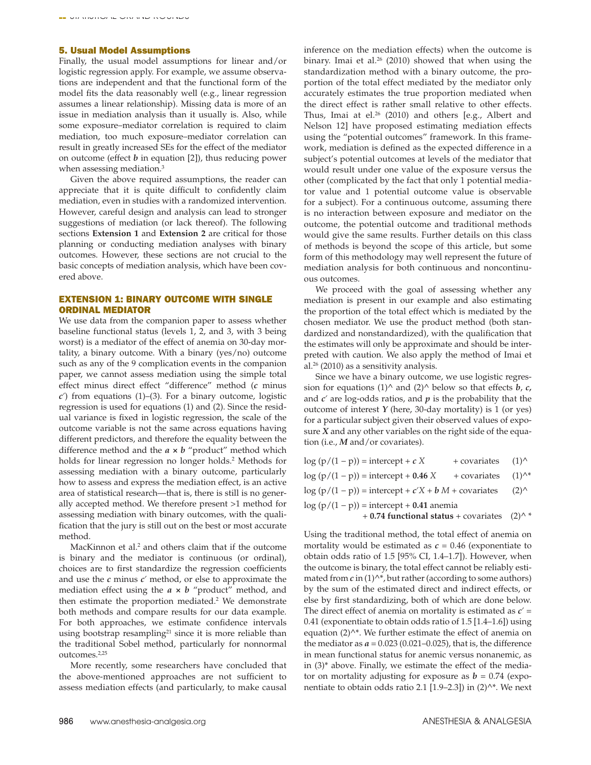### 5. Usual Model Assumptions

Finally, the usual model assumptions for linear and/or logistic regression apply. For example, we assume observations are independent and that the functional form of the model fits the data reasonably well (e.g., linear regression assumes a linear relationship). Missing data is more of an issue in mediation analysis than it usually is. Also, while some exposure–mediator correlation is required to claim mediation, too much exposure–mediator correlation can result in greatly increased SEs for the effect of the mediator on outcome (effect $b$ in equation [2]), thus reducing power when assessing mediation.[3]

Given the above required assumptions, the reader can appreciate that it is quite difficult to confidently claim mediation, even in studies with a randomized intervention. However, careful design and analysis can lead to stronger suggestions of mediation (or lack thereof). The following sections **Extension 1** and **Extension 2** are critical for those planning or conducting mediation analyses with binary outcomes. However, these sections are not crucial to the basic concepts of mediation analysis, which have been covered above.

## EXTENSION 1: BINARY OUTCOME WITH SINGLE ORDINAL MEDIATOR

We use data from the companion paper to assess whether baseline functional status (levels 1, 2, and 3, with 3 being worst) is a mediator of the effect of anemia on 30-day mortality, a binary outcome. With a binary (yes/no) outcome such as any of the 9 complication events in the companion paper, we cannot assess mediation using the simple total effect minus direct effect "difference" method ($c$ minus $c'$) from equations (1)–(3). For a binary outcome, logistic regression is used for equations (1) and (2). Since the residual variance is fixed in logistic regression, the scale of the outcome variable is not the same across equations having different predictors, and therefore the equality between the difference method and the $a \times b$ "product" method which holds for linear regression no longer holds.[2] Methods for assessing mediation with a binary outcome, particularly how to assess and express the mediation effect, is an active area of statistical research—that is, there is still is no generally accepted method. We therefore present >1 method for assessing mediation with binary outcomes, with the qualification that the jury is still out on the best or most accurate method.

MacKinnon et al.[2] and others claim that if the outcome is binary and the mediator is continuous (or ordinal), choices are to first standardize the regression coefficients and use the $c$ minus $c'$ method, or else to approximate the mediation effect using the $a \times b$ "product" method, and then estimate the proportion mediated.[2] We demonstrate both methods and compare results for our data example. For both approaches, we estimate confidence intervals using bootstrap resampling[21] since it is more reliable than the traditional Sobel method, particularly for nonnormal outcomes.[2,25]

More recently, some researchers have concluded that the above-mentioned approaches are not sufficient to assess mediation effects (and particularly, to make causal inference on the mediation effects) when the outcome is binary. Imai et al.[26] (2010) showed that when using the standardization method with a binary outcome, the proportion of the total effect mediated by the mediator only accurately estimates the true proportion mediated when the direct effect is rather small relative to other effects. Thus, Imai at el.[26] (2010) and others [e.g., Albert and Nelson 12] have proposed estimating mediation effects using the "potential outcomes" framework. In this framework, mediation is defined as the expected difference in a subject's potential outcomes at levels of the mediator that would result under one value of the exposure versus the other (complicated by the fact that only 1 potential mediator value and 1 potential outcome value is observable for a subject). For a continuous outcome, assuming there is no interaction between exposure and mediator on the outcome, the potential outcome and traditional methods would give the same results. Further details on this class of methods is beyond the scope of this article, but some form of this methodology may well represent the future of mediation analysis for both continuous and noncontinuous outcomes.

We proceed with the goal of assessing whether any mediation is present in our example and also estimating the proportion of the total effect which is mediated by the chosen mediator. We use the product method (both standardized and nonstandardized), with the qualification that the estimates will only be approximate and should be interpreted with caution. We also apply the method of Imai et al.[26] (2010) as a sensitivity analysis.

Since we have a binary outcome, we use logistic regression for equations (1)^ and (2)^ below so that effects $b$, $c$, and $c'$ are log-odds ratios, and $p$ is the probability that the outcome of interest $Y$ (here, 30-day mortality) is 1 (or yes) for a particular subject given their observed values of exposure $X$ and any other variables on the right side of the equation (i.e., $M$ and/or covariates).

$$\log(p/(1-p)) = \text{intercept} + c\,X + \text{covariates} \quad (1)\hat{}$$

$$\log(p/(1-p)) = \text{intercept} + \mathbf{0.46}\,X + \text{covariates} \quad (1)\hat{}*$$

$$\log(p/(1-p)) = \text{intercept} + c'X + b\,M + \text{covariates} \quad (2)\hat{}$$

$$\log(p/(1-p)) = \text{intercept} + \mathbf{0.41}\ \text{anemia} + \mathbf{0.74}\ \textbf{functional status} + \text{covariates} \quad (2)\hat{}*$$

Using the traditional method, the total effect of anemia on mortality would be estimated as $c = 0.46$ (exponentiate to obtain odds ratio of 1.5 [95% CI, 1.4–1.7]). However, when the outcome is binary, the total effect cannot be reliably estimated from $c$ in (1)^*, but rather (according to some authors) by the sum of the estimated direct and indirect effects, or else by first standardizing, both of which are done below. The direct effect of anemia on mortality is estimated as $c' = 0.41$ (exponentiate to obtain odds ratio of 1.5 [1.4–1.6]) using equation (2)^*. We further estimate the effect of anemia on the mediator as $a = 0.023$ (0.021–0.025), that is, the difference in mean functional status for anemic versus nonanemic, as in (3)* above. Finally, we estimate the effect of the mediator on mortality adjusting for exposure as $b = 0.74$ (exponentiate to obtain odds ratio 2.1 [1.9–2.3]) in (2)^*. We next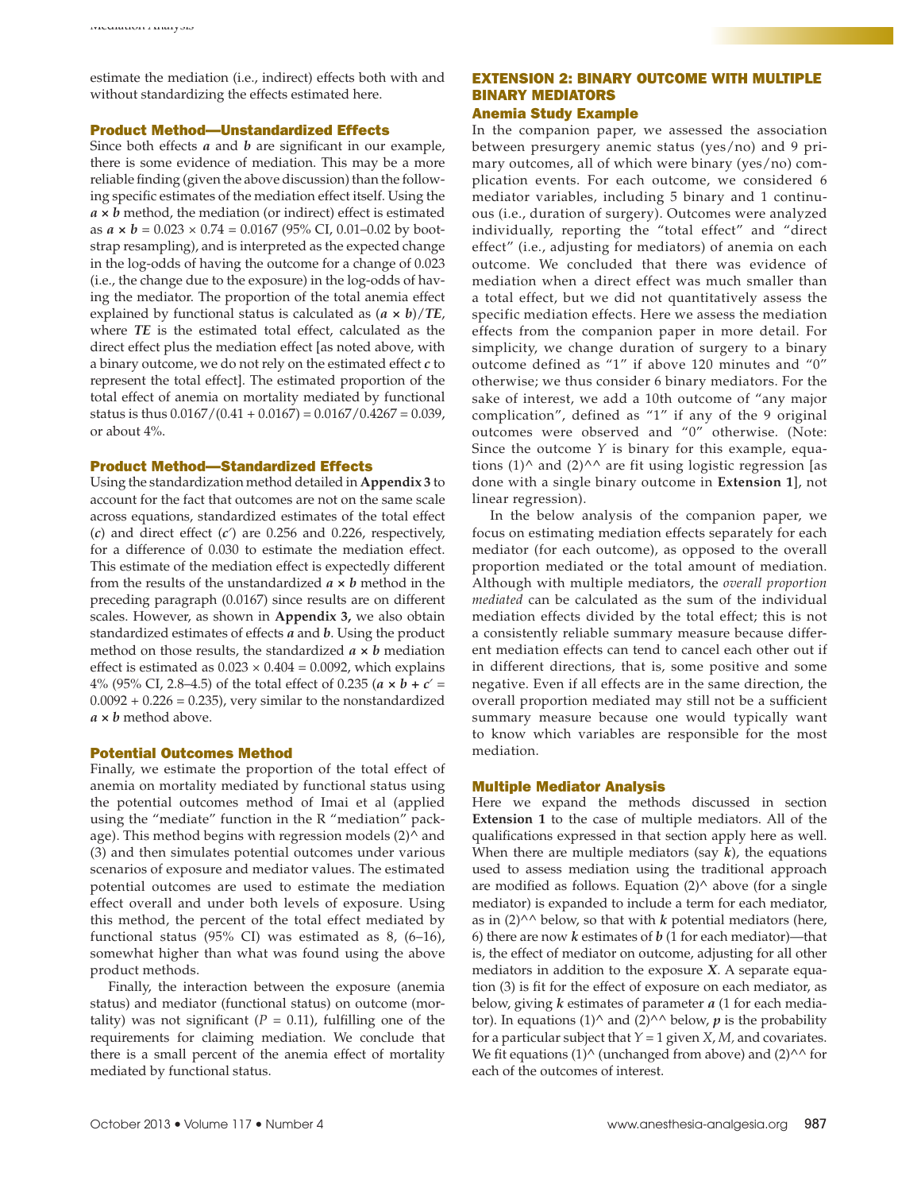estimate the mediation (i.e., indirect) effects both with and without standardizing the effects estimated here.

### Product Method—Unstandardized Effects

Since both effects $\boldsymbol{a}$ and $\boldsymbol{b}$ are significant in our example, there is some evidence of mediation. This may be a more reliable finding (given the above discussion) than the following specific estimates of the mediation effect itself. Using the $\boldsymbol{a} \times \boldsymbol{b}$ method, the mediation (or indirect) effect is estimated as $\boldsymbol{a} \times \boldsymbol{b} = 0.023 \times 0.74 = 0.0167$ (95% CI, 0.01–0.02 by bootstrap resampling), and is interpreted as the expected change in the log-odds of having the outcome for a change of 0.023 (i.e., the change due to the exposure) in the log-odds of having the mediator. The proportion of the total anemia effect explained by functional status is calculated as $(\boldsymbol{a} \times \boldsymbol{b})/\boldsymbol{TE}$, where $\boldsymbol{TE}$ is the estimated total effect, calculated as the direct effect plus the mediation effect [as noted above, with a binary outcome, we do not rely on the estimated effect $\boldsymbol{c}$ to represent the total effect]. The estimated proportion of the total effect of anemia on mortality mediated by functional status is thus $0.0167/(0.41 + 0.0167) = 0.0167/0.4267 = 0.039$, or about 4%.

### Product Method—Standardized Effects

Using the standardization method detailed in **Appendix 3** to account for the fact that outcomes are not on the same scale across equations, standardized estimates of the total effect ($\boldsymbol{c}$) and direct effect ($\boldsymbol{c'}$) are 0.256 and 0.226, respectively, for a difference of 0.030 to estimate the mediation effect. This estimate of the mediation effect is expectedly different from the results of the unstandardized $\boldsymbol{a} \times \boldsymbol{b}$ method in the preceding paragraph (0.0167) since results are on different scales. However, as shown in **Appendix 3,** we also obtain standardized estimates of effects $\boldsymbol{a}$ and $\boldsymbol{b}$. Using the product method on those results, the standardized $\boldsymbol{a} \times \boldsymbol{b}$ mediation effect is estimated as $0.023 \times 0.404 = 0.0092$, which explains 4% (95% CI, 2.8–4.5) of the total effect of 0.235 ($\boldsymbol{a} \times \boldsymbol{b} + \boldsymbol{c'} = 0.0092 + 0.226 = 0.235$), very similar to the nonstandardized $\boldsymbol{a} \times \boldsymbol{b}$ method above.

### Potential Outcomes Method

Finally, we estimate the proportion of the total effect of anemia on mortality mediated by functional status using the potential outcomes method of Imai et al (applied using the "mediate" function in the R "mediation" package). This method begins with regression models (2)^ and (3) and then simulates potential outcomes under various scenarios of exposure and mediator values. The estimated potential outcomes are used to estimate the mediation effect overall and under both levels of exposure. Using this method, the percent of the total effect mediated by functional status (95% CI) was estimated as 8, (6–16), somewhat higher than what was found using the above product methods.

Finally, the interaction between the exposure (anemia status) and mediator (functional status) on outcome (mortality) was not significant ($P = 0.11$), fulfilling one of the requirements for claiming mediation. We conclude that there is a small percent of the anemia effect of mortality mediated by functional status.

## EXTENSION 2: BINARY OUTCOME WITH MULTIPLE BINARY MEDIATORS

### Anemia Study Example

In the companion paper, we assessed the association between presurgery anemic status (yes/no) and 9 primary outcomes, all of which were binary (yes/no) complication events. For each outcome, we considered 6 mediator variables, including 5 binary and 1 continuous (i.e., duration of surgery). Outcomes were analyzed individually, reporting the "total effect" and "direct effect" (i.e., adjusting for mediators) of anemia on each outcome. We concluded that there was evidence of mediation when a direct effect was much smaller than a total effect, but we did not quantitatively assess the specific mediation effects. Here we assess the mediation effects from the companion paper in more detail. For simplicity, we change duration of surgery to a binary outcome defined as "1" if above 120 minutes and "0" otherwise; we thus consider 6 binary mediators. For the sake of interest, we add a 10th outcome of "any major complication", defined as "1" if any of the 9 original outcomes were observed and "0" otherwise. (Note: Since the outcome $Y$ is binary for this example, equations (1)^ and (2)^^ are fit using logistic regression [as done with a single binary outcome in **Extension 1**], not linear regression).

In the below analysis of the companion paper, we focus on estimating mediation effects separately for each mediator (for each outcome), as opposed to the overall proportion mediated or the total amount of mediation. Although with multiple mediators, the *overall proportion mediated* can be calculated as the sum of the individual mediation effects divided by the total effect; this is not a consistently reliable summary measure because different mediation effects can tend to cancel each other out if in different directions, that is, some positive and some negative. Even if all effects are in the same direction, the overall proportion mediated may still not be a sufficient summary measure because one would typically want to know which variables are responsible for the most mediation.

### Multiple Mediator Analysis

Here we expand the methods discussed in section **Extension 1** to the case of multiple mediators. All of the qualifications expressed in that section apply here as well. When there are multiple mediators (say $\boldsymbol{k}$), the equations used to assess mediation using the traditional approach are modified as follows. Equation (2)^ above (for a single mediator) is expanded to include a term for each mediator, as in (2)^^ below, so that with $\boldsymbol{k}$ potential mediators (here, 6) there are now $\boldsymbol{k}$ estimates of $\boldsymbol{b}$ (1 for each mediator)—that is, the effect of mediator on outcome, adjusting for all other mediators in addition to the exposure $\boldsymbol{X}$. A separate equation (3) is fit for the effect of exposure on each mediator, as below, giving $\boldsymbol{k}$ estimates of parameter $\boldsymbol{a}$ (1 for each mediator). In equations (1)^ and (2)^^ below, $\boldsymbol{p}$ is the probability for a particular subject that $Y = 1$ given $X$, $M$, and covariates. We fit equations (1)^ (unchanged from above) and (2)^^ for each of the outcomes of interest.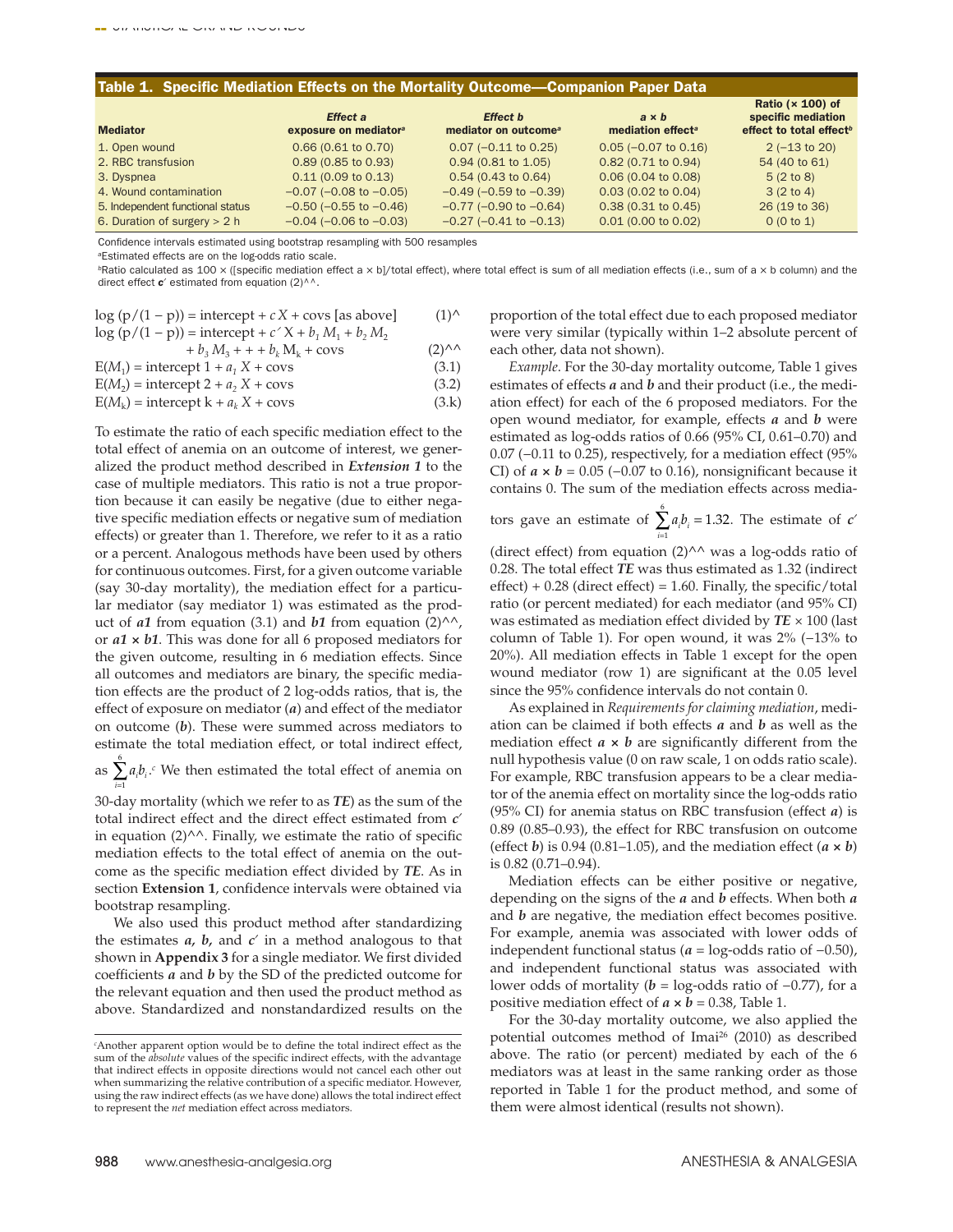**Table 1. Specific Mediation Effects on the Mortality Outcome—Companion Paper Data**

| Mediator | Effect *a* exposure on mediator[a] | Effect *b* mediator on outcome[a] | *a* × *b* mediation effect[a] | Ratio (× 100) of specific mediation effect to total effect[b] |
|---|---|---|---|---|
| 1. Open wound | 0.66 (0.61 to 0.70) | 0.07 (−0.11 to 0.25) | 0.05 (−0.07 to 0.16) | 2 (−13 to 20) |
| 2. RBC transfusion | 0.89 (0.85 to 0.93) | 0.94 (0.81 to 1.05) | 0.82 (0.71 to 0.94) | 54 (40 to 61) |
| 3. Dyspnea | 0.11 (0.09 to 0.13) | 0.54 (0.43 to 0.64) | 0.06 (0.04 to 0.08) | 5 (2 to 8) |
| 4. Wound contamination | −0.07 (−0.08 to −0.05) | −0.49 (−0.59 to −0.39) | 0.03 (0.02 to 0.04) | 3 (2 to 4) |
| 5. Independent functional status | −0.50 (−0.55 to −0.46) | −0.77 (−0.90 to −0.64) | 0.38 (0.31 to 0.45) | 26 (19 to 36) |
| 6. Duration of surgery > 2 h | −0.04 (−0.06 to −0.03) | −0.27 (−0.41 to −0.13) | 0.01 (0.00 to 0.02) | 0 (0 to 1) |

Confidence intervals estimated using bootstrap resampling with 500 resamples

[a]Estimated effects are on the log-odds ratio scale.

[b]Ratio calculated as 100 × ([specific mediation effect a × b]/total effect), where total effect is sum of all mediation effects (i.e., sum of a × b column) and the direct effect $c'$ estimated from equation (2)^^.

$$\log(p/(1-p)) = \text{intercept} + cX + \text{covs [as above]} \quad (1)\hat{}$$

$$\log(p/(1-p)) = \text{intercept} + c'X + b_1M_1 + b_2M_2 + b_3M_3 + + + b_kM_k + \text{covs} \quad (2)\hat{}\hat{}$$

$$E(M_1) = \text{intercept 1} + a_1X + \text{covs} \quad (3.1)$$

$$E(M_2) = \text{intercept 2} + a_2X + \text{covs} \quad (3.2)$$

$$E(M_k) = \text{intercept k} + a_kX + \text{covs} \quad (3.k)$$

To estimate the ratio of each specific mediation effect to the total effect of anemia on an outcome of interest, we generalized the product method described in ***Extension 1*** to the case of multiple mediators. This ratio is not a true proportion because it can easily be negative (due to either negative specific mediation effects or negative sum of mediation effects) or greater than 1. Therefore, we refer to it as a ratio or a percent. Analogous methods have been used by others for continuous outcomes. First, for a given outcome variable (say 30-day mortality), the mediation effect for a particular mediator (say mediator 1) was estimated as the product of $a1$ from equation (3.1) and $b1$ from equation (2)^^, or $a1 \times b1$. This was done for all 6 proposed mediators for the given outcome, resulting in 6 mediation effects. Since all outcomes and mediators are binary, the specific mediation effects are the product of 2 log-odds ratios, that is, the effect of exposure on mediator ($a$) and effect of the mediator on outcome ($b$). These were summed across mediators to estimate the total mediation effect, or total indirect effect, as $\sum_{i=1}^{6} a_i b_i$.[c] We then estimated the total effect of anemia on 30-day mortality (which we refer to as ***TE***) as the sum of the total indirect effect and the direct effect estimated from $c'$ in equation (2)^^. Finally, we estimate the ratio of specific mediation effects to the total effect of anemia on the outcome as the specific mediation effect divided by ***TE***. As in section **Extension 1**, confidence intervals were obtained via bootstrap resampling.

We also used this product method after standardizing the estimates $a$, $b$, and $c'$ in a method analogous to that shown in **Appendix 3** for a single mediator. We first divided coefficients $a$ and $b$ by the SD of the predicted outcome for the relevant equation and then used the product method as above. Standardized and nonstandardized results on the proportion of the total effect due to each proposed mediator were very similar (typically within 1–2 absolute percent of each other, data not shown).

*Example*. For the 30-day mortality outcome, Table 1 gives estimates of effects $a$ and $b$ and their product (i.e., the mediation effect) for each of the 6 proposed mediators. For the open wound mediator, for example, effects $a$ and $b$ were estimated as log-odds ratios of 0.66 (95% CI, 0.61–0.70) and 0.07 (−0.11 to 0.25), respectively, for a mediation effect (95% CI) of $a \times b = 0.05$ (−0.07 to 0.16), nonsignificant because it contains 0. The sum of the mediation effects across mediators gave an estimate of $\sum_{i=1}^{6} a_i b_i = 1.32$. The estimate of $c'$ (direct effect) from equation (2)^^ was a log-odds ratio of 0.28. The total effect ***TE*** was thus estimated as 1.32 (indirect effect) + 0.28 (direct effect) = 1.60. Finally, the specific/total ratio (or percent mediated) for each mediator (and 95% CI) was estimated as mediation effect divided by ***TE*** × 100 (last column of Table 1). For open wound, it was 2% (−13% to 20%). All mediation effects in Table 1 except for the open wound mediator (row 1) are significant at the 0.05 level since the 95% confidence intervals do not contain 0.

As explained in *Requirements for claiming mediation*, mediation can be claimed if both effects $a$ and $b$ as well as the mediation effect $a \times b$ are significantly different from the null hypothesis value (0 on raw scale, 1 on odds ratio scale). For example, RBC transfusion appears to be a clear mediator of the anemia effect on mortality since the log-odds ratio (95% CI) for anemia status on RBC transfusion (effect $a$) is 0.89 (0.85–0.93), the effect for RBC transfusion on outcome (effect $b$) is 0.94 (0.81–1.05), and the mediation effect ($a \times b$) is 0.82 (0.71–0.94).

Mediation effects can be either positive or negative, depending on the signs of the $a$ and $b$ effects. When both $a$ and $b$ are negative, the mediation effect becomes positive. For example, anemia was associated with lower odds of independent functional status ($a$ = log-odds ratio of −0.50), and independent functional status was associated with lower odds of mortality ($b$ = log-odds ratio of −0.77), for a positive mediation effect of $a \times b = 0.38$, Table 1.

For the 30-day mortality outcome, we also applied the potential outcomes method of Imai[26] (2010) as described above. The ratio (or percent) mediated by each of the 6 mediators was at least in the same ranking order as those reported in Table 1 for the product method, and some of them were almost identical (results not shown).

[c]Another apparent option would be to define the total indirect effect as the sum of the *absolute* values of the specific indirect effects, with the advantage that indirect effects in opposite directions would not cancel each other out when summarizing the relative contribution of a specific mediator. However, using the raw indirect effects (as we have done) allows the total indirect effect to represent the *net* mediation effect across mediators.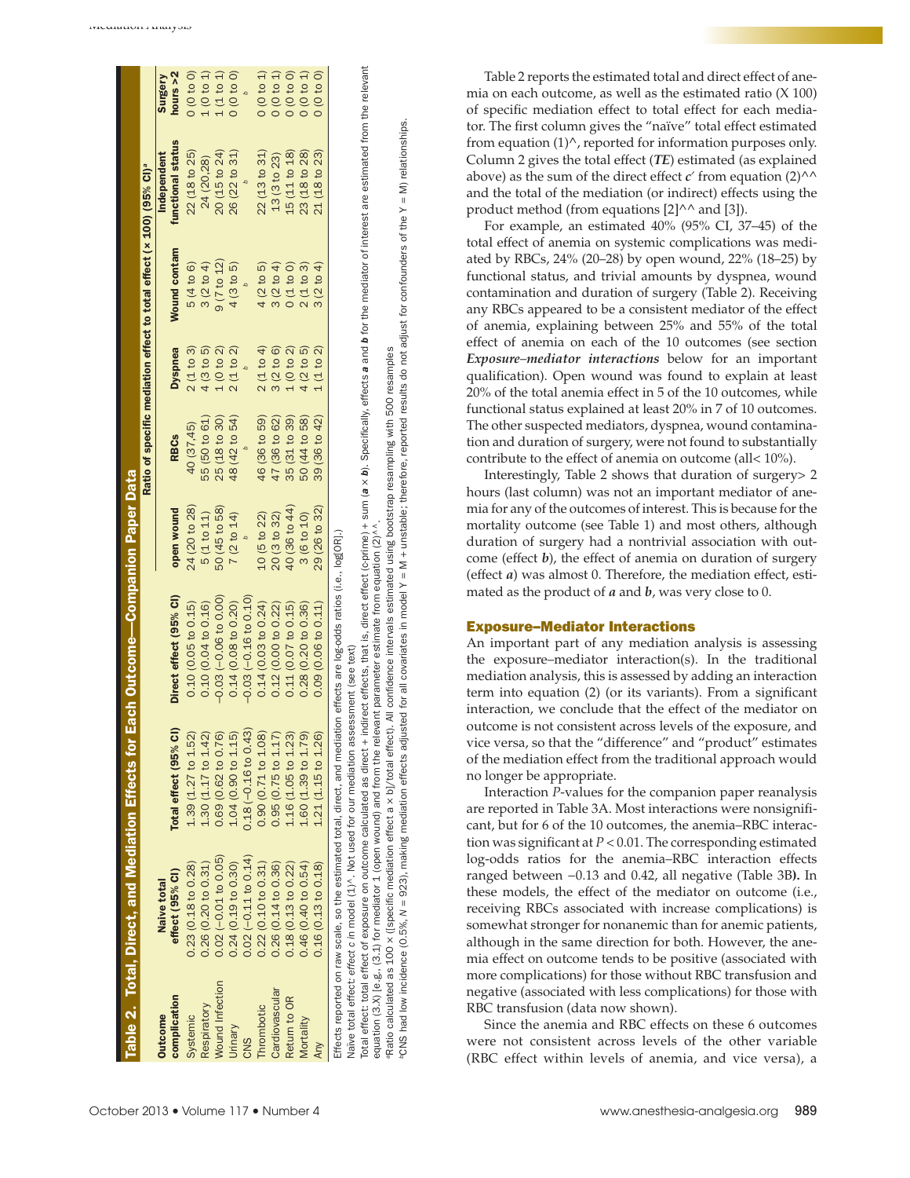**Table 2. Total, Direct, and Mediation Effects for Each Outcome—Companion Paper Data**

| Outcome complication | Naive total effect (95% CI) | Total effect (95% CI) | Direct effect (95% CI) | Ratio of specific mediation effect to total effect (× 100) (95% CI)[a] | | | | | |
|---|---|---|---|---|---|---|---|---|---|
| | | | | open wound | RBCs | Dyspnea | Wound contam | Independent functional status | Surgery hours >2 |
| Systemic | 0.23 (0.18 to 0.28) | 1.39 (1.27 to 1.52) | 0.10 (0.05 to 0.15) | 24 (20 to 28) | 40 (37,45) | 2 (1 to 3) | 5 (4 to 6) | 22 (18 to 25) | 0 (0 to 0) |
| Respiratory | 0.26 (0.20 to 0.31) | 1.30 (1.17 to 1.42) | 0.10 (0.04 to 0.16) | 5 (1 to 11) | 55 (50 to 61) | 4 (3 to 5) | 3 (2 to 4) | 24 (20,28) | 1 (0 to 1) |
| Wound Infection | 0.02 (−0.01 to 0.05) | 0.69 (0.62 to 0.76) | −0.03 (−0.06 to 0.00) | 50 (45 to 58) | 25 (18 to 30) | 1 (0 to 2) | 9 (7 to 12) | 20 (15 to 24) | 1 (1 to 1) |
| Urinary | 0.24 (0.19 to 0.30) | 1.04 (0.90 to 1.15) | 0.14 (0.08 to 0.20) | 7 (2 to 14) | 48 (42 to 54) | 2 (1 to 2) | 4 (3 to 5) | 26 (22 to 31) | 0 (0 to 0) |
| CNS | 0.02 (−0.11 to 0.14) | 0.18 (−0.16 to 0.43) | −0.03 (−0.16 to 0.10) | [b] | [b] | [b] | [b] | [b] | [b] |
| Thrombotic | 0.22 (0.10 to 0.31) | 0.90 (0.71 to 1.08) | 0.14 (0.03 to 0.24) | 10 (5 to 22) | 46 (36 to 59) | 2 (1 to 4) | 4 (2 to 5) | 22 (13 to 31) | 0 (0 to 1) |
| Cardiovascular | 0.26 (0.14 to 0.36) | 0.95 (0.75 to 1.17) | 0.12 (0.00 to 0.22) | 20 (3 to 32) | 47 (36 to 62) | 3 (2 to 6) | 3 (2 to 4) | 13 (3 to 23) | 0 (0 to 1) |
| Return to OR | 0.18 (0.13 to 0.22) | 1.16 (1.05 to 1.23) | 0.11 (0.07 to 0.15) | 40 (36 to 44) | 35 (31 to 39) | 1 (0 to 2) | 0 (1 to 0) | 15 (11 to 18) | 0 (0 to 0) |
| Mortality | 0.46 (0.40 to 0.54) | 1.60 (1.39 to 1.79) | 0.28 (0.20 to 0.36) | 3 (6 to 10) | 50 (44 to 58) | 4 (2 to 5) | 2 (1 to 3) | 23 (18 to 28) | 0 (0 to 1) |
| Any | 0.16 (0.13 to 0.18) | 1.21 (1.15 to 1.26) | 0.09 (0.06 to 0.11) | 29 (26 to 32) | 39 (36 to 42) | 1 (1 to 2) | 3 (2 to 4) | 21 (18 to 23) | 0 (0 to 0) |

Effects reported on raw scale, so the estimated total, direct, and mediation effects are log-odds ratios (i.e., log[OR].)

Naive total effect: effect *c* in model (1)^. Not used for our mediation assessment (see text)

Total effect: total effect of exposure on outcome calculated as direct + indirect effects, that is, direct effect (c-prime) + sum ($a \times b$). Specifically, effects ***a*** and ***b*** for the mediator of interest are estimated from the relevant equation (3.X) [e.g., (3.1) for mediator 1 (open wound) and from the relevant parameter estimate from equation (2)^^.

[a]Ratio calculated as 100 × ([specific mediation effect a × b]/total effect). All confidence intervals estimated using bootstrap resampling with 500 resamples

[b]CNS had low incidence (0.5%, *N* = 923), making mediation effects adjusted for all covariates in model Y = M + unstable; therefore, reported results do not adjust for confounders of the Y = M) relationships.

Table 2 reports the estimated total and direct effect of anemia on each outcome, as well as the estimated ratio (X 100) of specific mediation effect to total effect for each mediator. The first column gives the "naïve" total effect estimated from equation (1)^, reported for information purposes only. Column 2 gives the total effect (***TE***) estimated (as explained above) as the sum of the direct effect ***c***′ from equation (2)^^ and the total of the mediation (or indirect) effects using the product method (from equations [2]^^ and [3]).

For example, an estimated 40% (95% CI, 37–45) of the total effect of anemia on systemic complications was mediated by RBCs, 24% (20–28) by open wound, 22% (18–25) by functional status, and trivial amounts by dyspnea, wound contamination and duration of surgery (Table 2). Receiving any RBCs appeared to be a consistent mediator of the effect of anemia, explaining between 25% and 55% of the total effect of anemia on each of the 10 outcomes (see section ***Exposure–mediator interactions*** below for an important qualification). Open wound was found to explain at least 20% of the total anemia effect in 5 of the 10 outcomes, while functional status explained at least 20% in 7 of 10 outcomes. The other suspected mediators, dyspnea, wound contamination and duration of surgery, were not found to substantially contribute to the effect of anemia on outcome (all< 10%).

Interestingly, Table 2 shows that duration of surgery> 2 hours (last column) was not an important mediator of anemia for any of the outcomes of interest. This is because for the mortality outcome (see Table 1) and most others, although duration of surgery had a nontrivial association with outcome (effect ***b***), the effect of anemia on duration of surgery (effect ***a***) was almost 0. Therefore, the mediation effect, estimated as the product of ***a*** and ***b***, was very close to 0.

## Exposure–Mediator Interactions

An important part of any mediation analysis is assessing the exposure–mediator interaction(s). In the traditional mediation analysis, this is assessed by adding an interaction term into equation (2) (or its variants). From a significant interaction, we conclude that the effect of the mediator on outcome is not consistent across levels of the exposure, and vice versa, so that the "difference" and "product" estimates of the mediation effect from the traditional approach would no longer be appropriate.

Interaction *P*-values for the companion paper reanalysis are reported in Table 3A. Most interactions were nonsignificant, but for 6 of the 10 outcomes, the anemia–RBC interaction was significant at $P < 0.01$. The corresponding estimated log-odds ratios for the anemia–RBC interaction effects ranged between −0.13 and 0.42, all negative (Table 3B**).** In these models, the effect of the mediator on outcome (i.e., receiving RBCs associated with increase complications) is somewhat stronger for nonanemic than for anemic patients, although in the same direction for both. However, the anemia effect on outcome tends to be positive (associated with more complications) for those without RBC transfusion and negative (associated with less complications) for those with RBC transfusion (data now shown).

Since the anemia and RBC effects on these 6 outcomes were not consistent across levels of the other variable (RBC effect within levels of anemia, and vice versa), a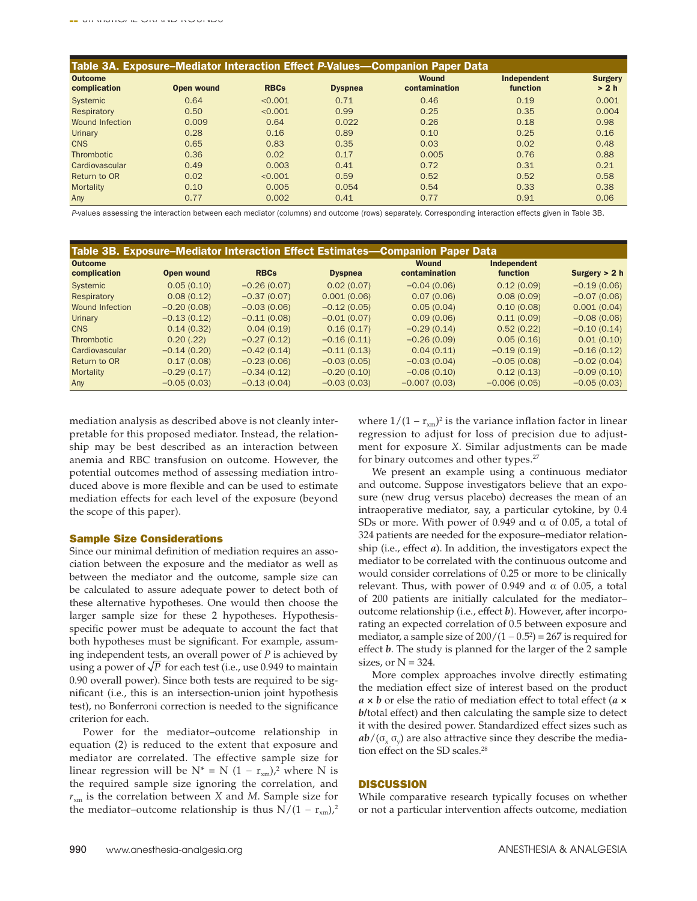**Table 3A. Exposure–Mediator Interaction Effect *P*-Values—Companion Paper Data**

| Outcome complication | Open wound | RBCs | Dyspnea | Wound contamination | Independent function | Surgery > 2 h |
|---|---|---|---|---|---|---|
| Systemic | 0.64 | <0.001 | 0.71 | 0.46 | 0.19 | 0.001 |
| Respiratory | 0.50 | <0.001 | 0.99 | 0.25 | 0.35 | 0.004 |
| Wound Infection | 0.009 | 0.64 | 0.022 | 0.26 | 0.18 | 0.98 |
| Urinary | 0.28 | 0.16 | 0.89 | 0.10 | 0.25 | 0.16 |
| CNS | 0.65 | 0.83 | 0.35 | 0.03 | 0.02 | 0.48 |
| Thrombotic | 0.36 | 0.02 | 0.17 | 0.005 | 0.76 | 0.88 |
| Cardiovascular | 0.49 | 0.003 | 0.41 | 0.72 | 0.31 | 0.21 |
| Return to OR | 0.02 | <0.001 | 0.59 | 0.52 | 0.52 | 0.58 |
| Mortality | 0.10 | 0.005 | 0.054 | 0.54 | 0.33 | 0.38 |
| Any | 0.77 | 0.002 | 0.41 | 0.77 | 0.91 | 0.06 |

*P*-values assessing the interaction between each mediator (columns) and outcome (rows) separately. Corresponding interaction effects given in Table 3B.

**Table 3B. Exposure–Mediator Interaction Effect Estimates—Companion Paper Data**

| Outcome complication | Open wound | RBCs | Dyspnea | Wound contamination | Independent function | Surgery > 2 h |
|---|---|---|---|---|---|---|
| Systemic | 0.05 (0.10) | −0.26 (0.07) | 0.02 (0.07) | −0.04 (0.06) | 0.12 (0.09) | −0.19 (0.06) |
| Respiratory | 0.08 (0.12) | −0.37 (0.07) | 0.001 (0.06) | 0.07 (0.06) | 0.08 (0.09) | −0.07 (0.06) |
| Wound Infection | −0.20 (0.08) | −0.03 (0.06) | −0.12 (0.05) | 0.05 (0.04) | 0.10 (0.08) | 0.001 (0.04) |
| Urinary | −0.13 (0.12) | −0.11 (0.08) | −0.01 (0.07) | 0.09 (0.06) | 0.11 (0.09) | −0.08 (0.06) |
| CNS | 0.14 (0.32) | 0.04 (0.19) | 0.16 (0.17) | −0.29 (0.14) | 0.52 (0.22) | −0.10 (0.14) |
| Thrombotic | 0.20 (.22) | −0.27 (0.12) | −0.16 (0.11) | −0.26 (0.09) | 0.05 (0.16) | 0.01 (0.10) |
| Cardiovascular | −0.14 (0.20) | −0.42 (0.14) | −0.11 (0.13) | 0.04 (0.11) | −0.19 (0.19) | −0.16 (0.12) |
| Return to OR | 0.17 (0.08) | −0.23 (0.06) | −0.03 (0.05) | −0.03 (0.04) | −0.05 (0.08) | −0.02 (0.04) |
| Mortality | −0.29 (0.17) | −0.34 (0.12) | −0.20 (0.10) | −0.06 (0.10) | 0.12 (0.13) | −0.09 (0.10) |
| Any | −0.05 (0.03) | −0.13 (0.04) | −0.03 (0.03) | −0.007 (0.03) | −0.006 (0.05) | −0.05 (0.03) |

mediation analysis as described above is not cleanly interpretable for this proposed mediator. Instead, the relationship may be best described as an interaction between anemia and RBC transfusion on outcome. However, the potential outcomes method of assessing mediation introduced above is more flexible and can be used to estimate mediation effects for each level of the exposure (beyond the scope of this paper).

### Sample Size Considerations

Since our minimal definition of mediation requires an association between the exposure and the mediator as well as between the mediator and the outcome, sample size can be calculated to assure adequate power to detect both of these alternative hypotheses. One would then choose the larger sample size for these 2 hypotheses. Hypothesis-specific power must be adequate to account the fact that both hypotheses must be significant. For example, assuming independent tests, an overall power of *P* is achieved by using a power of $\sqrt{P}$ for each test (i.e., use 0.949 to maintain 0.90 overall power). Since both tests are required to be significant (i.e., this is an intersection-union joint hypothesis test), no Bonferroni correction is needed to the significance criterion for each.

Power for the mediator–outcome relationship in equation (2) is reduced to the extent that exposure and mediator are correlated. The effective sample size for linear regression will be $N^* = N(1 - r_{xm})^2$ where N is the required sample size ignoring the correlation, and $r_{xm}$ is the correlation between *X* and *M*. Sample size for the mediator–outcome relationship is thus $N/(1 - r_{xm})^2$ where $1/(1 - r_{xm})^2$ is the variance inflation factor in linear regression to adjust for loss of precision due to adjustment for exposure *X*. Similar adjustments can be made for binary outcomes and other types.[27]

We present an example using a continuous mediator and outcome. Suppose investigators believe that an exposure (new drug versus placebo) decreases the mean of an intraoperative mediator, say, a particular cytokine, by 0.4 SDs or more. With power of 0.949 and $\alpha$ of 0.05, a total of 324 patients are needed for the exposure–mediator relationship (i.e., effect ***a***). In addition, the investigators expect the mediator to be correlated with the continuous outcome and would consider correlations of 0.25 or more to be clinically relevant. Thus, with power of 0.949 and $\alpha$ of 0.05, a total of 200 patients are initially calculated for the mediator–outcome relationship (i.e., effect ***b***). However, after incorporating an expected correlation of 0.5 between exposure and mediator, a sample size of $200/(1 - 0.5^2) = 267$ is required for effect ***b***. The study is planned for the larger of the 2 sample sizes, or N = 324.

More complex approaches involve directly estimating the mediation effect size of interest based on the product ***a × b*** or else the ratio of mediation effect to total effect (***a × b*/**total effect) and then calculating the sample size to detect it with the desired power. Standardized effect sizes such as $ab/(\sigma_x \sigma_y)$ are also attractive since they describe the mediation effect on the SD scales.[28]

## DISCUSSION

While comparative research typically focuses on whether or not a particular intervention affects outcome, mediation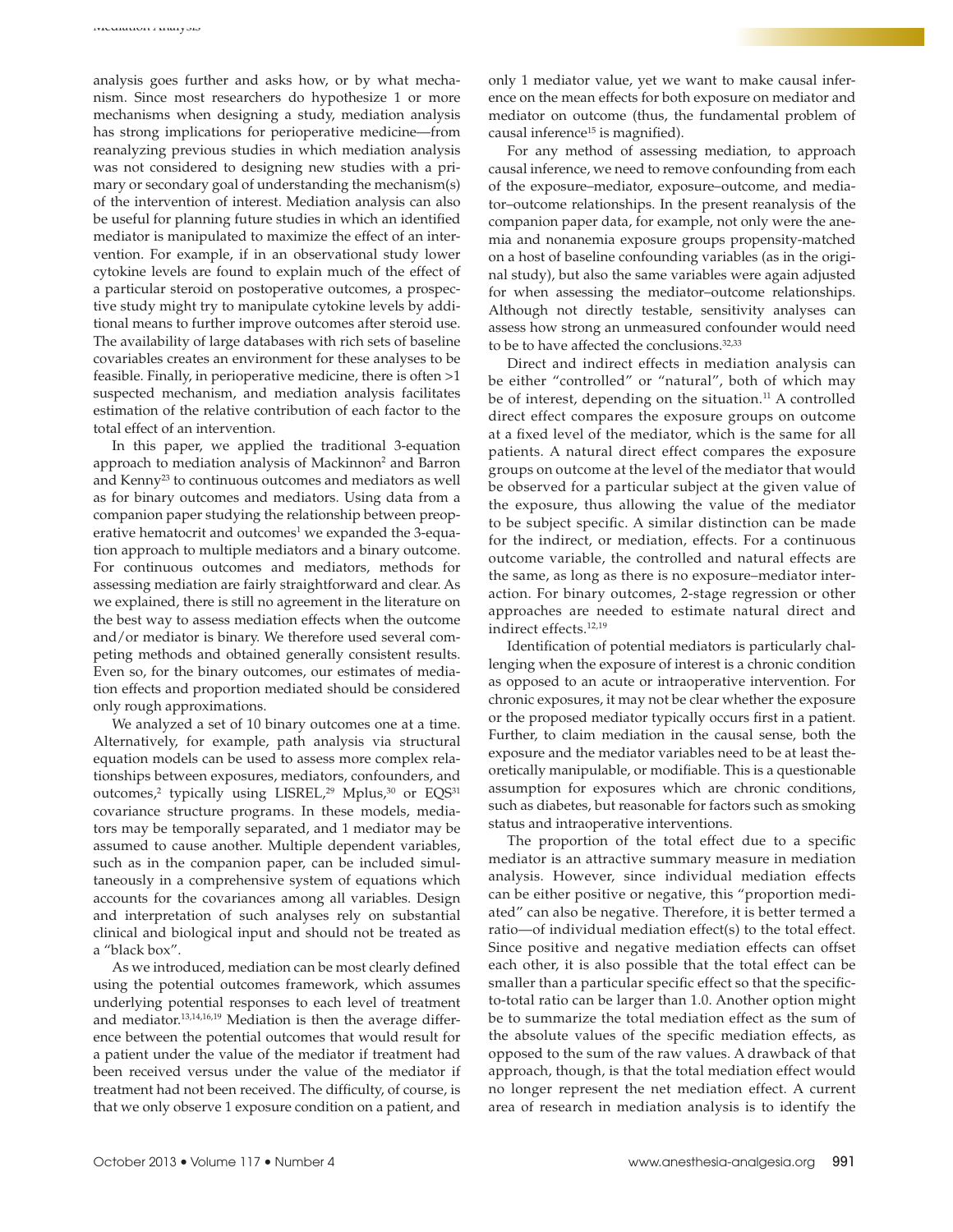analysis goes further and asks how, or by what mechanism. Since most researchers do hypothesize 1 or more mechanisms when designing a study, mediation analysis has strong implications for perioperative medicine—from reanalyzing previous studies in which mediation analysis was not considered to designing new studies with a primary or secondary goal of understanding the mechanism(s) of the intervention of interest. Mediation analysis can also be useful for planning future studies in which an identified mediator is manipulated to maximize the effect of an intervention. For example, if in an observational study lower cytokine levels are found to explain much of the effect of a particular steroid on postoperative outcomes, a prospective study might try to manipulate cytokine levels by additional means to further improve outcomes after steroid use. The availability of large databases with rich sets of baseline covariables creates an environment for these analyses to be feasible. Finally, in perioperative medicine, there is often >1 suspected mechanism, and mediation analysis facilitates estimation of the relative contribution of each factor to the total effect of an intervention.

In this paper, we applied the traditional 3-equation approach to mediation analysis of Mackinnon[2] and Barron and Kenny[23] to continuous outcomes and mediators as well as for binary outcomes and mediators. Using data from a companion paper studying the relationship between preoperative hematocrit and outcomes[1] we expanded the 3-equation approach to multiple mediators and a binary outcome. For continuous outcomes and mediators, methods for assessing mediation are fairly straightforward and clear. As we explained, there is still no agreement in the literature on the best way to assess mediation effects when the outcome and/or mediator is binary. We therefore used several competing methods and obtained generally consistent results. Even so, for the binary outcomes, our estimates of mediation effects and proportion mediated should be considered only rough approximations.

We analyzed a set of 10 binary outcomes one at a time. Alternatively, for example, path analysis via structural equation models can be used to assess more complex relationships between exposures, mediators, confounders, and outcomes,[2] typically using LISREL,[29] Mplus,[30] or EQS[31] covariance structure programs. In these models, mediators may be temporally separated, and 1 mediator may be assumed to cause another. Multiple dependent variables, such as in the companion paper, can be included simultaneously in a comprehensive system of equations which accounts for the covariances among all variables. Design and interpretation of such analyses rely on substantial clinical and biological input and should not be treated as a "black box".

As we introduced, mediation can be most clearly defined using the potential outcomes framework, which assumes underlying potential responses to each level of treatment and mediator.[13,14,16,19] Mediation is then the average difference between the potential outcomes that would result for a patient under the value of the mediator if treatment had been received versus under the value of the mediator if treatment had not been received. The difficulty, of course, is that we only observe 1 exposure condition on a patient, and only 1 mediator value, yet we want to make causal inference on the mean effects for both exposure on mediator and mediator on outcome (thus, the fundamental problem of causal inference[15] is magnified).

For any method of assessing mediation, to approach causal inference, we need to remove confounding from each of the exposure–mediator, exposure–outcome, and mediator–outcome relationships. In the present reanalysis of the companion paper data, for example, not only were the anemia and nonanemia exposure groups propensity-matched on a host of baseline confounding variables (as in the original study), but also the same variables were again adjusted for when assessing the mediator–outcome relationships. Although not directly testable, sensitivity analyses can assess how strong an unmeasured confounder would need to be to have affected the conclusions.[32,33]

Direct and indirect effects in mediation analysis can be either "controlled" or "natural", both of which may be of interest, depending on the situation.[11] A controlled direct effect compares the exposure groups on outcome at a fixed level of the mediator, which is the same for all patients. A natural direct effect compares the exposure groups on outcome at the level of the mediator that would be observed for a particular subject at the given value of the exposure, thus allowing the value of the mediator to be subject specific. A similar distinction can be made for the indirect, or mediation, effects. For a continuous outcome variable, the controlled and natural effects are the same, as long as there is no exposure–mediator interaction. For binary outcomes, 2-stage regression or other approaches are needed to estimate natural direct and indirect effects.[12,19]

Identification of potential mediators is particularly challenging when the exposure of interest is a chronic condition as opposed to an acute or intraoperative intervention. For chronic exposures, it may not be clear whether the exposure or the proposed mediator typically occurs first in a patient. Further, to claim mediation in the causal sense, both the exposure and the mediator variables need to be at least theoretically manipulable, or modifiable. This is a questionable assumption for exposures which are chronic conditions, such as diabetes, but reasonable for factors such as smoking status and intraoperative interventions.

The proportion of the total effect due to a specific mediator is an attractive summary measure in mediation analysis. However, since individual mediation effects can be either positive or negative, this "proportion mediated" can also be negative. Therefore, it is better termed a ratio—of individual mediation effect(s) to the total effect. Since positive and negative mediation effects can offset each other, it is also possible that the total effect can be smaller than a particular specific effect so that the specific-to-total ratio can be larger than 1.0. Another option might be to summarize the total mediation effect as the sum of the absolute values of the specific mediation effects, as opposed to the sum of the raw values. A drawback of that approach, though, is that the total mediation effect would no longer represent the net mediation effect. A current area of research in mediation analysis is to identify the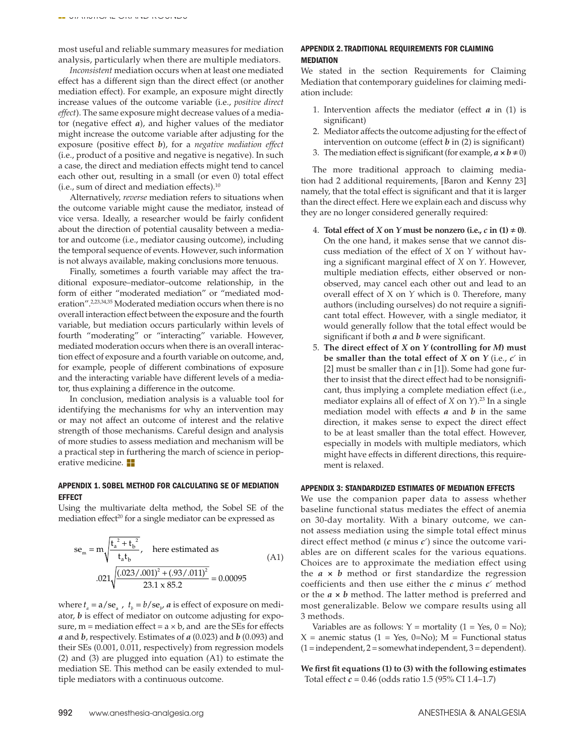most useful and reliable summary measures for mediation analysis, particularly when there are multiple mediators.

*Inconsistent* mediation occurs when at least one mediated effect has a different sign than the direct effect (or another mediation effect). For example, an exposure might directly increase values of the outcome variable (i.e., *positive direct effect*). The same exposure might decrease values of a mediator (negative effect ***a***), and higher values of the mediator might increase the outcome variable after adjusting for the exposure (positive effect ***b***), for a *negative mediation effect* (i.e., product of a positive and negative is negative). In such a case, the direct and mediation effects might tend to cancel each other out, resulting in a small (or even 0) total effect (i.e., sum of direct and mediation effects).[10]

Alternatively, *reverse* mediation refers to situations when the outcome variable might cause the mediator, instead of vice versa. Ideally, a researcher would be fairly confident about the direction of potential causality between a mediator and outcome (i.e., mediator causing outcome), including the temporal sequence of events. However, such information is not always available, making conclusions more tenuous.

Finally, sometimes a fourth variable may affect the traditional exposure–mediator–outcome relationship, in the form of either "moderated mediation" or "mediated moderation".[2,23,34,35] Moderated mediation occurs when there is no overall interaction effect between the exposure and the fourth variable, but mediation occurs particularly within levels of fourth "moderating" or "interacting" variable. However, mediated moderation occurs when there is an overall interaction effect of exposure and a fourth variable on outcome, and, for example, people of different combinations of exposure and the interacting variable have different levels of a mediator, thus explaining a difference in the outcome.

In conclusion, mediation analysis is a valuable tool for identifying the mechanisms for why an intervention may or may not affect an outcome of interest and the relative strength of those mechanisms. Careful design and analysis of more studies to assess mediation and mechanism will be a practical step in furthering the march of science in perioperative medicine.

## APPENDIX 1. SOBEL METHOD FOR CALCULATING SE OF MEDIATION EFFECT

Using the multivariate delta method, the Sobel SE of the mediation effect[20] for a single mediator can be expressed as

$$se_m = m\sqrt{\frac{t_a^2 + t_b^2}{t_a t_b}}, \quad \text{here estimated as} \qquad (A1)$$

$$.021\sqrt{\frac{(.023/.001)^2 + (.93/.011)^2}{23.1 \times 85.2}} = 0.00095$$

where $t_a = a/se_a$, $t_b = b/se_b$, ***a*** is effect of exposure on mediator, ***b*** is effect of mediator on outcome adjusting for exposure, m = mediation effect = a × b, and are the SEs for effects ***a*** and ***b***, respectively. Estimates of ***a*** (0.023) and ***b*** (0.093) and their SEs (0.001, 0.011, respectively) from regression models (2) and (3) are plugged into equation (A1) to estimate the mediation SE. This method can be easily extended to multiple mediators with a continuous outcome.

## APPENDIX 2. TRADITIONAL REQUIREMENTS FOR CLAIMING MEDIATION

We stated in the section Requirements for Claiming Mediation that contemporary guidelines for claiming mediation include:

1. Intervention affects the mediator (effect ***a*** in (1) is significant)
2. Mediator affects the outcome adjusting for the effect of intervention on outcome (effect ***b*** in (2) is significant)
3. The mediation effect is significant (for example, $a \times b \neq 0$)

The more traditional approach to claiming mediation had 2 additional requirements, [Baron and Kenny 23] namely, that the total effect is significant and that it is larger than the direct effect. Here we explain each and discuss why they are no longer considered generally required:

4. **Total effect of *X* on *Y* must be nonzero (i.e., *c* in (1) ≠ 0)**. On the one hand, it makes sense that we cannot discuss mediation of the effect of *X* on *Y* without having a significant marginal effect of *X* on *Y*. However, multiple mediation effects, either observed or nonobserved, may cancel each other out and lead to an overall effect of X on *Y* which is 0. Therefore, many authors (including ourselves) do not require a significant total effect. However, with a single mediator, it would generally follow that the total effect would be significant if both ***a*** and ***b*** were significant.
5. **The direct effect of *X* on *Y* (controlling for *M*) must be smaller than the total effect of *X* on *Y*** (i.e., ***c′*** in [2] must be smaller than ***c*** in [1]). Some had gone further to insist that the direct effect had to be nonsignificant, thus implying a complete mediation effect (i.e., mediator explains all of effect of *X* on *Y*).[23] In a single mediation model with effects ***a*** and ***b*** in the same direction, it makes sense to expect the direct effect to be at least smaller than the total effect. However, especially in models with multiple mediators, which might have effects in different directions, this requirement is relaxed.

## APPENDIX 3: STANDARDIZED ESTIMATES OF MEDIATION EFFECTS

We use the companion paper data to assess whether baseline functional status mediates the effect of anemia on 30-day mortality. With a binary outcome, we cannot assess mediation using the simple total effect minus direct effect method (***c*** minus ***c′***) since the outcome variables are on different scales for the various equations. Choices are to approximate the mediation effect using the ***a*** × ***b*** method or first standardize the regression coefficients and then use either the ***c*** minus ***c′*** method or the ***a*** × ***b*** method. The latter method is preferred and most generalizable. Below we compare results using all 3 methods.

Variables are as follows: Y = mortality (1 = Yes, 0 = No); X = anemic status (1 = Yes, 0=No); M = Functional status (1 = independent, 2 = somewhat independent, 3 = dependent).

**We first fit equations (1) to (3) with the following estimates**

Total effect ***c*** = 0.46 (odds ratio 1.5 (95% CI 1.4–1.7)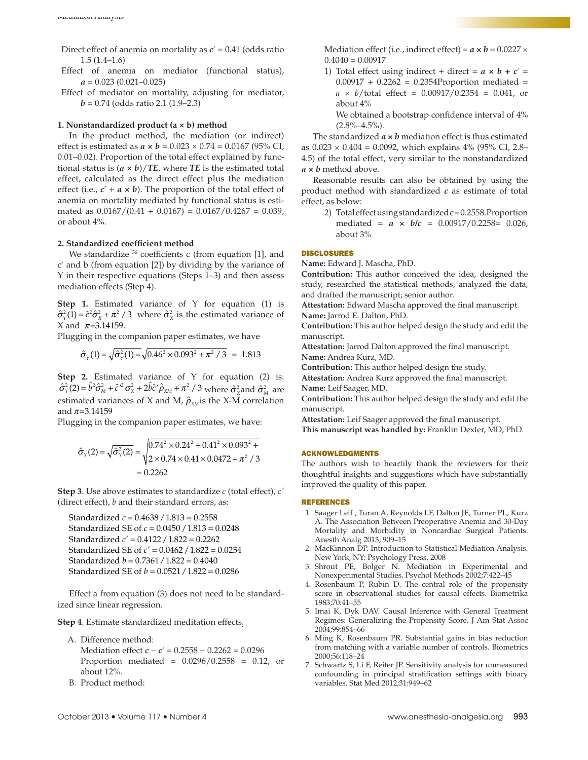Direct effect of anemia on mortality as $c' = 0.41$ (odds ratio 1.5 (1.4–1.6)

Effect of anemia on mediator (functional status), $a = 0.023$ (0.021–0.025)

Effect of mediator on mortality, adjusting for mediator, $b = 0.74$ (odds ratio 2.1 (1.9–2.3)

**1. Nonstandardized product (a × b) method**

In the product method, the mediation (or indirect) effect is estimated as $a \times b = 0.023 \times 0.74 = 0.0167$ (95% CI, 0.01–0.02). Proportion of the total effect explained by functional status is $(a \times b)/TE$, where $TE$ is the estimated total effect, calculated as the direct effect plus the mediation effect (i.e., $c' + a \times b$). The proportion of the total effect of anemia on mortality mediated by functional status is estimated as 0.0167/(0.41 + 0.0167) = 0.0167/0.4267 = 0.039, or about 4%.

**2. Standardized coefficient method**

We standardize [36] coefficients c (from equation [1], and c′ and b (from equation [2]) by dividing by the variance of Y in their respective equations (Steps 1–3) and then assess mediation effects (Step 4).

**Step 1.** Estimated variance of Y for equation (1) is $\hat{\sigma}_Y^2(1) = \hat{c}^2\hat{\sigma}_X^2 + \pi^2/3$ where $\hat{\sigma}_X^2$ is the estimated variance of X and $\pi$=3.14159.

Plugging in the companion paper estimates, we have

$$\hat{\sigma}_Y(1) = \sqrt{\hat{\sigma}_Y^2(1)} = \sqrt{0.46^2 \times 0.093^2 + \pi^2/3} = 1.813$$

**Step 2.** Estimated variance of Y for equation (2) is: $\hat{\sigma}_Y^2(2) = \hat{b}^2\hat{\sigma}_M^2 + \hat{c}'^2\sigma_X^2 + 2\hat{b}\hat{c}'\hat{\rho}_{XM} + \pi^2/3$ where $\hat{\sigma}_X^2$and $\hat{\sigma}_M^2$ are estimated variances of X and M, $\hat{\rho}_{XM}$is the X-M correlation and $\pi$=3.14159

Plugging in the companion paper estimates, we have:

$$\hat{\sigma}_Y(2) = \sqrt{\hat{\sigma}_Y^2(2)} = \sqrt{0.74^2 \times 0.24^2 + 0.41^2 \times 0.093^2 + 2 \times 0.74 \times 0.41 \times 0.0472 + \pi^2/3} = 0.2262$$

**Step 3**. Use above estimates to standardize $c$ (total effect), $c'$ (direct effect), $b$ and their standard errors, as:

Standardized $c = 0.4638 / 1.813 = 0.2558$
Standardized SE of $c = 0.0450 / 1.813 = 0.0248$
Standardized $c' = 0.4122 / 1.822 = 0.2262$
Standardized SE of $c' = 0.0462 / 1.822 = 0.0254$
Standardized $b = 0.7361 / 1.822 = 0.4040$
Standardized SE of $b = 0.0521 / 1.822 = 0.0286$

Effect a from equation (3) does not need to be standardized since linear regression.

**Step 4**. Estimate standardized meditation effects.

A. Difference method:
Mediation effect $c - c' = 0.2558 - 0.2262 = 0.0296$
Proportion mediated = 0.0296/0.2558 = 0.12, or about 12%.

B. Product method:
Mediation effect (i.e., indirect effect) = $a \times b$ = 0.0227 × 0.4040 = 0.00917

1) Total effect using indirect + direct = $a \times b + c'$ = 0.00917 + 0.2262 = 0.2354Proportion mediated = $a \times b$/total effect = 0.00917/0.2354 = 0.041, or about 4%

We obtained a bootstrap confidence interval of 4% (2.8%–4.5%).

The standardized $a \times b$ mediation effect is thus estimated as 0.023 × 0.404 = 0.0092, which explains 4% (95% CI, 2.8–4.5) of the total effect, very similar to the nonstandardized $a \times b$ method above.

Reasonable results can also be obtained by using the product method with standardized $c$ as estimate of total effect, as below:

2) Total effect using standardized c=0.2558.Proportion mediated = $a \times b/c$ = 0.00917/0.2258= 0.026, about 3%

## DISCLOSURES

**Name:** Edward J. Mascha, PhD.
**Contribution:** This author conceived the idea, designed the study, researched the statistical methods, analyzed the data, and drafted the manuscript; senior author.
**Attestation:** Edward Mascha approved the final manuscript.
**Name:** Jarrod E. Dalton, PhD.
**Contribution:** This author helped design the study and edit the manuscript.
**Attestation:** Jarrod Dalton approved the final manuscript.
**Name:** Andrea Kurz, MD.
**Contribution:** This author helped design the study.
**Attestation:** Andrea Kurz approved the final manuscript.
**Name:** Leif Saager, MD.
**Contribution:** This author helped design the study and edit the manuscript.
**Attestation:** Leif Saager approved the final manuscript.
**This manuscript was handled by:** Franklin Dexter, MD, PhD.

## ACKNOWLEDGMENTS

The authors wish to heartily thank the reviewers for their thoughtful insights and suggestions which have substantially improved the quality of this paper.

## REFERENCES

1. Saager Leif , Turan A, Reynolds LF, Dalton JE, Turner PL, Kurz A. The Association Between Preoperative Anemia and 30-Day Mortality and Morbidity in Noncardiac Surgical Patients. Anesth Analg 2013; 909–15
2. MacKinnon DP. Introduction to Statistical Mediation Analysis. New York, NY: Psychology Press, 2008
3. Shrout PE, Bolger N. Mediation in Experimental and Nonexperimental Studies. Psychol Methods 2002;7:422–45
4. Rosenbaum P, Rubin D. The central role of the propensity score in observational studies for causal effects. Biometrika 1983;70:41–55
5. Imai K, Dyk DAV. Causal Inference with General Treatment Regimes: Generalizing the Propensity Score. J Am Stat Assoc 2004;99:854–66
6. Ming K, Rosenbaum PR. Substantial gains in bias reduction from matching with a variable number of controls. Biometrics 2000;56:118–24
7. Schwartz S, Li F, Reiter JP. Sensitivity analysis for unmeasured confounding in principal stratification settings with binary variables. Stat Med 2012;31:949–62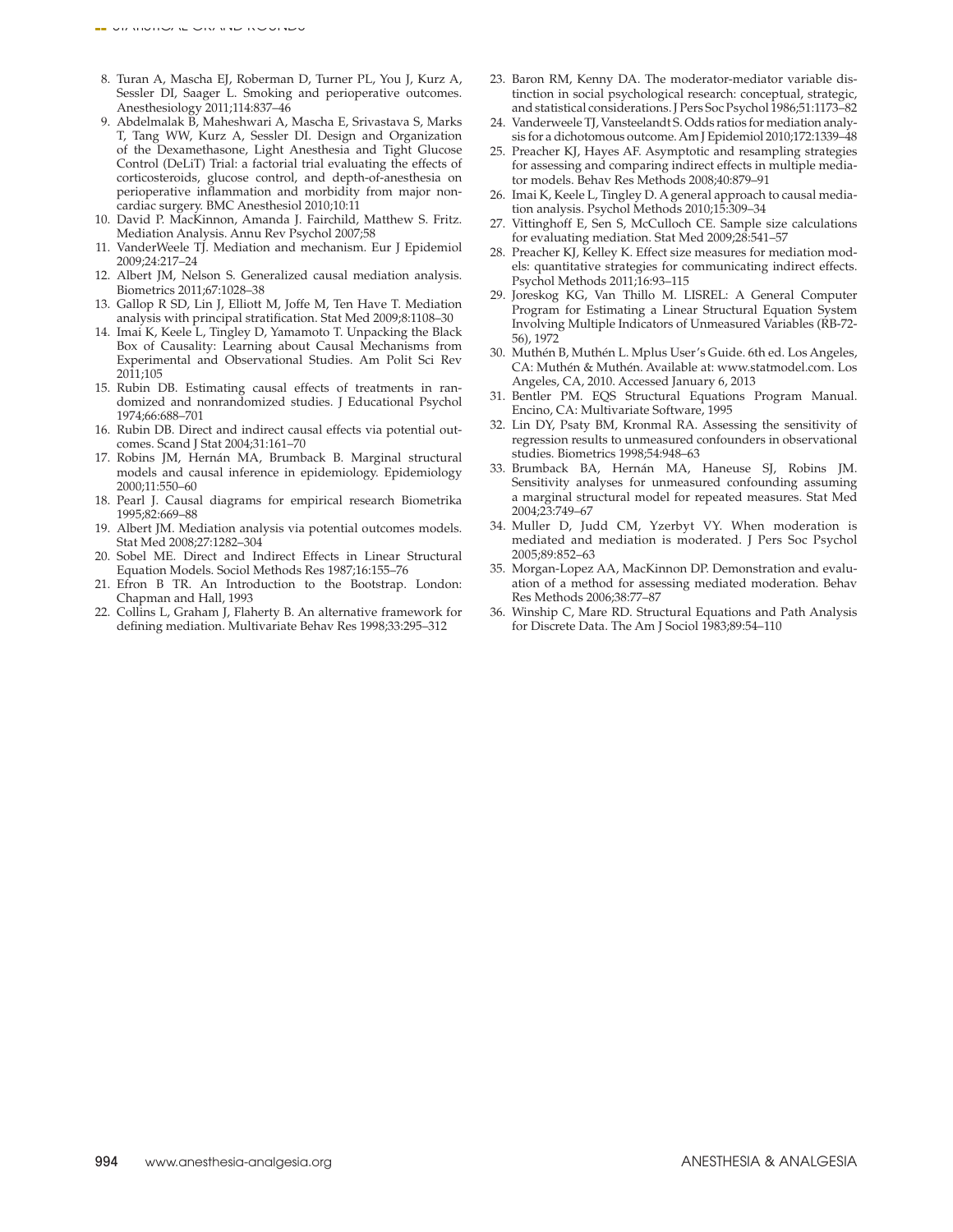8. Turan A, Mascha EJ, Roberman D, Turner PL, You J, Kurz A, Sessler DI, Saager L. Smoking and perioperative outcomes. Anesthesiology 2011;114:837–46
9. Abdelmalak B, Maheshwari A, Mascha E, Srivastava S, Marks T, Tang WW, Kurz A, Sessler DI. Design and Organization of the Dexamethasone, Light Anesthesia and Tight Glucose Control (DeLiT) Trial: a factorial trial evaluating the effects of corticosteroids, glucose control, and depth-of-anesthesia on perioperative inflammation and morbidity from major noncardiac surgery. BMC Anesthesiol 2010;10:11
10. David P. MacKinnon, Amanda J. Fairchild, Matthew S. Fritz. Mediation Analysis. Annu Rev Psychol 2007;58
11. VanderWeele TJ. Mediation and mechanism. Eur J Epidemiol 2009;24:217–24
12. Albert JM, Nelson S. Generalized causal mediation analysis. Biometrics 2011;67:1028–38
13. Gallop R SD, Lin J, Elliott M, Joffe M, Ten Have T. Mediation analysis with principal stratification. Stat Med 2009;8:1108–30
14. Imai K, Keele L, Tingley D, Yamamoto T. Unpacking the Black Box of Causality: Learning about Causal Mechanisms from Experimental and Observational Studies. Am Polit Sci Rev 2011;105
15. Rubin DB. Estimating causal effects of treatments in randomized and nonrandomized studies. J Educational Psychol 1974;66:688–701
16. Rubin DB. Direct and indirect causal effects via potential outcomes. Scand J Stat 2004;31:161–70
17. Robins JM, Hernán MA, Brumback B. Marginal structural models and causal inference in epidemiology. Epidemiology 2000;11:550–60
18. Pearl J. Causal diagrams for empirical research Biometrika 1995;82:669–88
19. Albert JM. Mediation analysis via potential outcomes models. Stat Med 2008;27:1282–304
20. Sobel ME. Direct and Indirect Effects in Linear Structural Equation Models. Sociol Methods Res 1987;16:155–76
21. Efron B TR. An Introduction to the Bootstrap. London: Chapman and Hall, 1993
22. Collins L, Graham J, Flaherty B. An alternative framework for defining mediation. Multivariate Behav Res 1998;33:295–312
23. Baron RM, Kenny DA. The moderator-mediator variable distinction in social psychological research: conceptual, strategic, and statistical considerations. J Pers Soc Psychol 1986;51:1173–82
24. Vanderweele TJ, Vansteelandt S. Odds ratios for mediation analysis for a dichotomous outcome. Am J Epidemiol 2010;172:1339–48
25. Preacher KJ, Hayes AF. Asymptotic and resampling strategies for assessing and comparing indirect effects in multiple mediator models. Behav Res Methods 2008;40:879–91
26. Imai K, Keele L, Tingley D. A general approach to causal mediation analysis. Psychol Methods 2010;15:309–34
27. Vittinghoff E, Sen S, McCulloch CE. Sample size calculations for evaluating mediation. Stat Med 2009;28:541–57
28. Preacher KJ, Kelley K. Effect size measures for mediation models: quantitative strategies for communicating indirect effects. Psychol Methods 2011;16:93–115
29. Joreskog KG, Van Thillo M. LISREL: A General Computer Program for Estimating a Linear Structural Equation System Involving Multiple Indicators of Unmeasured Variables (RB-72-56), 1972
30. Muthén B, Muthén L. Mplus User's Guide. 6th ed. Los Angeles, CA: Muthén & Muthén. Available at: www.statmodel.com. Los Angeles, CA, 2010. Accessed January 6, 2013
31. Bentler PM. EQS Structural Equations Program Manual. Encino, CA: Multivariate Software, 1995
32. Lin DY, Psaty BM, Kronmal RA. Assessing the sensitivity of regression results to unmeasured confounders in observational studies. Biometrics 1998;54:948–63
33. Brumback BA, Hernán MA, Haneuse SJ, Robins JM. Sensitivity analyses for unmeasured confounding assuming a marginal structural model for repeated measures. Stat Med 2004;23:749–67
34. Muller D, Judd CM, Yzerbyt VY. When moderation is mediated and mediation is moderated. J Pers Soc Psychol 2005;89:852–63
35. Morgan-Lopez AA, MacKinnon DP. Demonstration and evaluation of a method for assessing mediated moderation. Behav Res Methods 2006;38:77–87
36. Winship C, Mare RD. Structural Equations and Path Analysis for Discrete Data. The Am J Sociol 1983;89:54–110